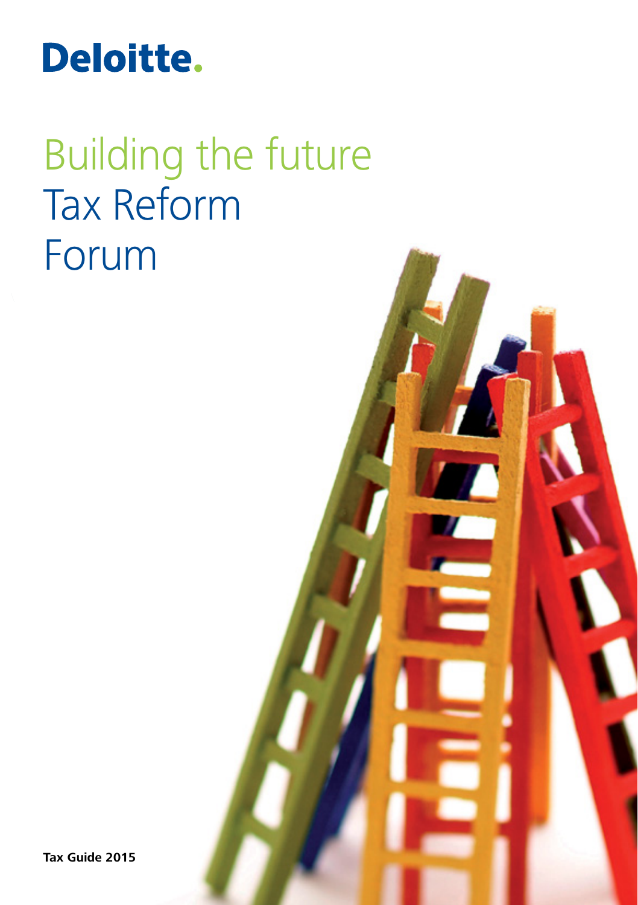Deloitte.

# Building the future Tax Reform Forum

**Tax Guide 2015**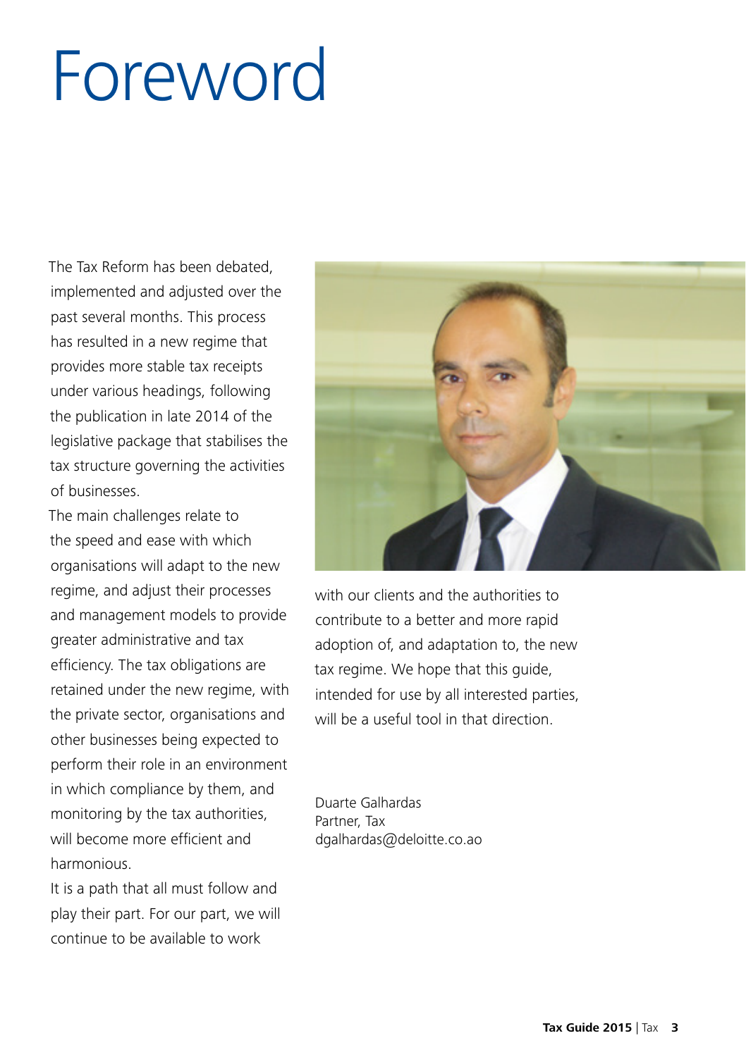# Foreword

The Tax Reform has been debated, implemented and adjusted over the past several months. This process has resulted in a new regime that provides more stable tax receipts under various headings, following the publication in late 2014 of the legislative package that stabilises the tax structure governing the activities of businesses.

The main challenges relate to the speed and ease with which organisations will adapt to the new regime, and adjust their processes and management models to provide greater administrative and tax efficiency. The tax obligations are retained under the new regime, with the private sector, organisations and other businesses being expected to perform their role in an environment in which compliance by them, and monitoring by the tax authorities, will become more efficient and harmonious.

It is a path that all must follow and play their part. For our part, we will continue to be available to work with our clients and the authorities to contribute to a better and more rapid adoption of, and adaptation to, the new tax regime. We hope that this guide, intended for use by all interested parties, will be a useful tool in that direction.

Duarte Galhardas
Partner, Tax
dgalhardas@deloitte.co.ao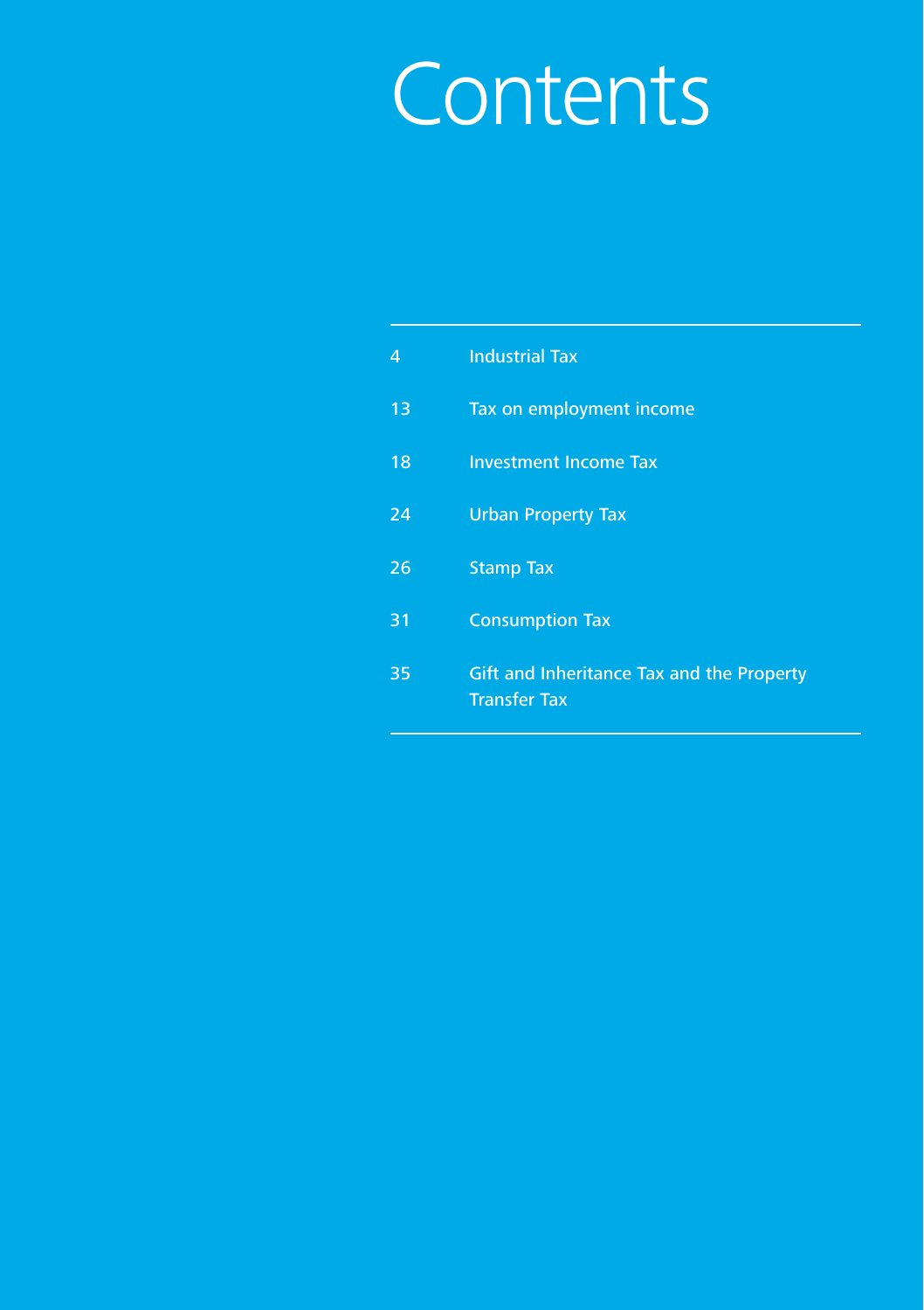# Contents

| | |
|---|---|
| 4 | Industrial Tax |
| 13 | Tax on employment income |
| 18 | Investment Income Tax |
| 24 | Urban Property Tax |
| 26 | Stamp Tax |
| 31 | Consumption Tax |
| 35 | Gift and Inheritance Tax and the Property Transfer Tax |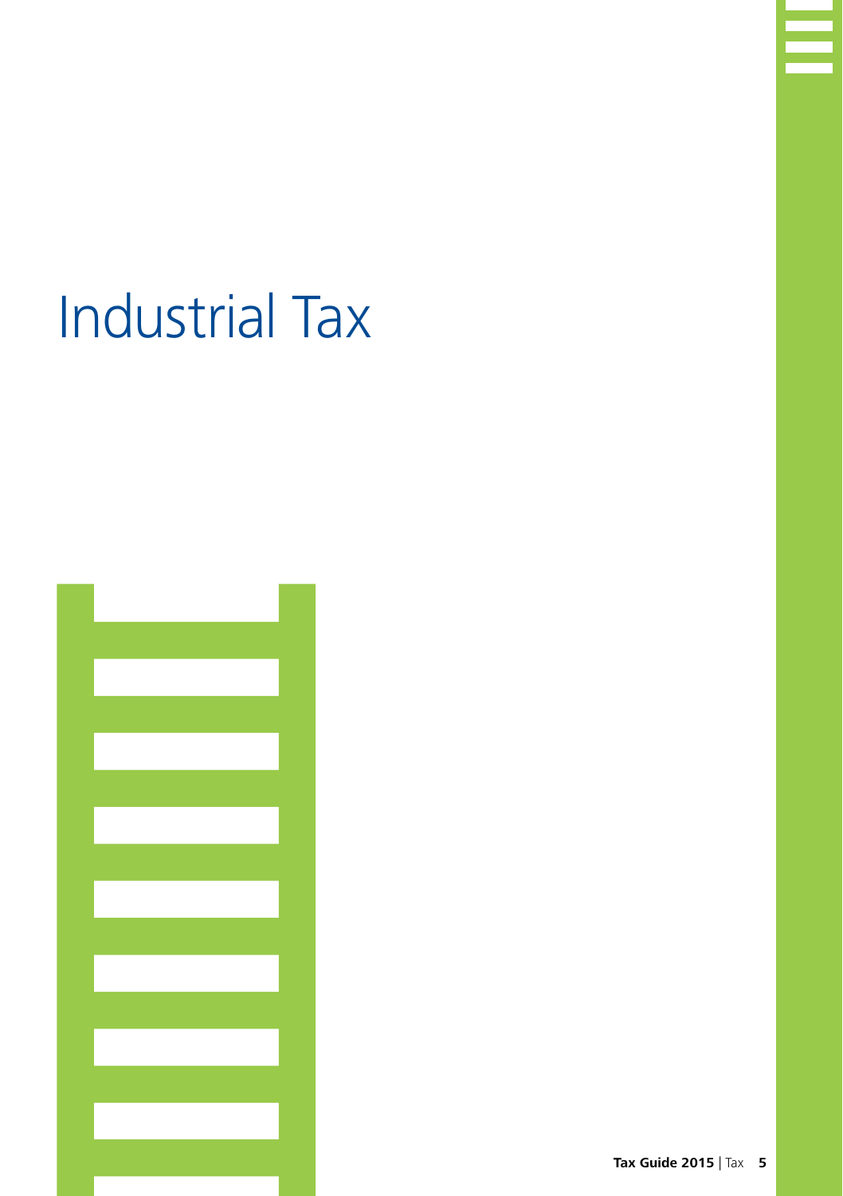# Industrial Tax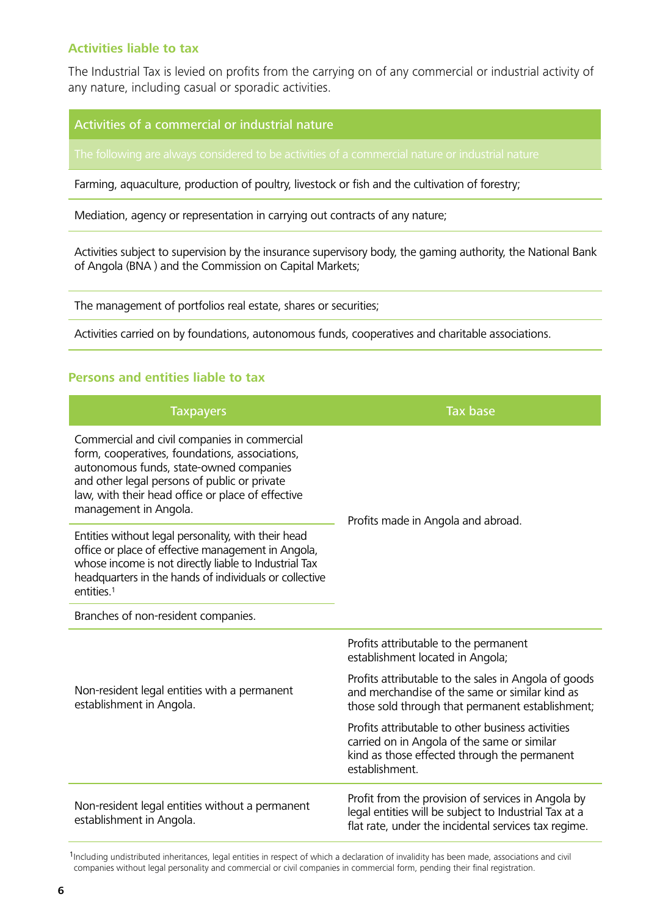## Activities liable to tax

The Industrial Tax is levied on profits from the carrying on of any commercial or industrial activity of any nature, including casual or sporadic activities.

| Activities of a commercial or industrial nature |
|---|
| The following are always considered to be activities of a commercial nature or industrial nature |
| Farming, aquaculture, production of poultry, livestock or fish and the cultivation of forestry; |
| Mediation, agency or representation in carrying out contracts of any nature; |
| Activities subject to supervision by the insurance supervisory body, the gaming authority, the National Bank of Angola (BNA ) and the Commission on Capital Markets; |
| The management of portfolios real estate, shares or securities; |
| Activities carried on by foundations, autonomous funds, cooperatives and charitable associations. |

## Persons and entities liable to tax

| Taxpayers | Tax base |
|---|---|
| Commercial and civil companies in commercial form, cooperatives, foundations, associations, autonomous funds, state-owned companies and other legal persons of public or private law, with their head office or place of effective management in Angola. | Profits made in Angola and abroad. |
| Entities without legal personality, with their head office or place of effective management in Angola, whose income is not directly liable to Industrial Tax headquarters in the hands of individuals or collective entities.[1] | |
| Branches of non-resident companies. | |
| Non-resident legal entities with a permanent establishment in Angola. | Profits attributable to the permanent establishment located in Angola;<br>Profits attributable to the sales in Angola of goods and merchandise of the same or similar kind as those sold through that permanent establishment;<br>Profits attributable to other business activities carried on in Angola of the same or similar kind as those effected through the permanent establishment. |
| Non-resident legal entities without a permanent establishment in Angola. | Profit from the provision of services in Angola by legal entities will be subject to Industrial Tax at a flat rate, under the incidental services tax regime. |

[1] Including undistributed inheritances, legal entities in respect of which a declaration of invalidity has been made, associations and civil companies without legal personality and commercial or civil companies in commercial form, pending their final registration.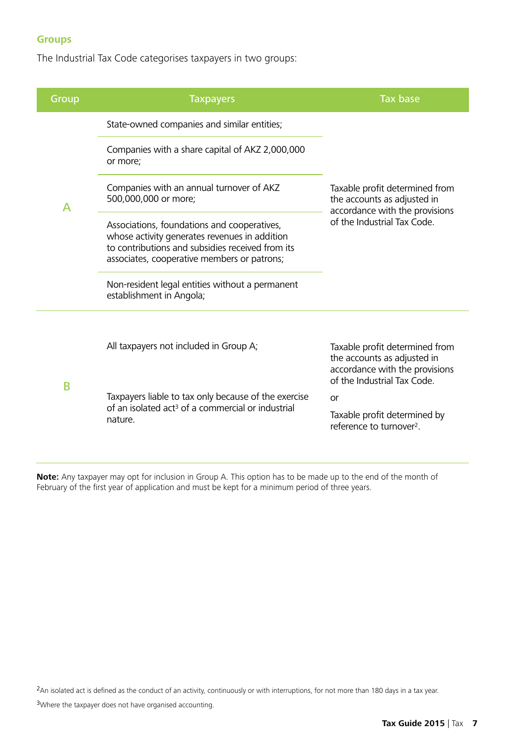## Groups

The Industrial Tax Code categorises taxpayers in two groups:

| Group | Taxpayers | Tax base |
|---|---|---|
| A | State-owned companies and similar entities; | Taxable profit determined from the accounts as adjusted in accordance with the provisions of the Industrial Tax Code. |
| | Companies with a share capital of AKZ 2,000,000 or more; | |
| | Companies with an annual turnover of AKZ 500,000,000 or more; | |
| | Associations, foundations and cooperatives, whose activity generates revenues in addition to contributions and subsidies received from its associates, cooperative members or patrons; | |
| | Non-resident legal entities without a permanent establishment in Angola; | |
| B | All taxpayers not included in Group A; | Taxable profit determined from the accounts as adjusted in accordance with the provisions of the Industrial Tax Code. |
| | Taxpayers liable to tax only because of the exercise of an isolated act[3] of a commercial or industrial nature. | or Taxable profit determined by reference to turnover[2]. |

**Note:** Any taxpayer may opt for inclusion in Group A. This option has to be made up to the end of the month of February of the first year of application and must be kept for a minimum period of three years.

[2]An isolated act is defined as the conduct of an activity, continuously or with interruptions, for not more than 180 days in a tax year.

[3]Where the taxpayer does not have organised accounting.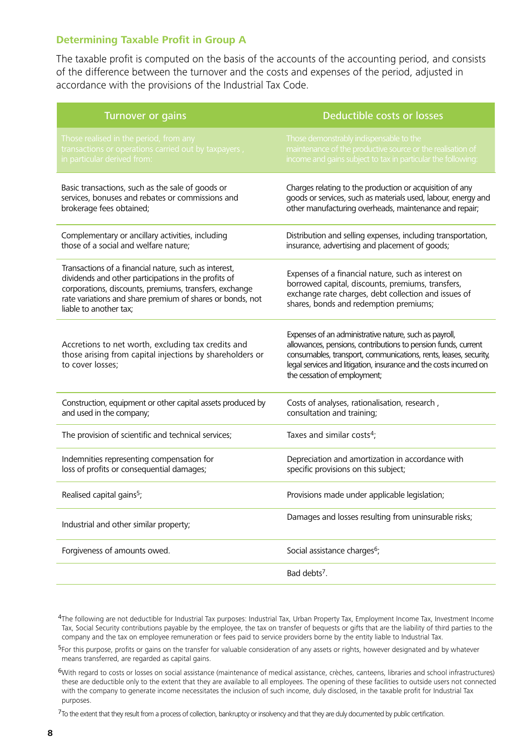### Determining Taxable Profit in Group A

The taxable profit is computed on the basis of the accounts of the accounting period, and consists of the difference between the turnover and the costs and expenses of the period, adjusted in accordance with the provisions of the Industrial Tax Code.

| Turnover or gains | Deductible costs or losses |
|---|---|
| Those realised in the period, from any transactions or operations carried out by taxpayers , in particular derived from: | Those demonstrably indispensable to the maintenance of the productive source or the realisation of income and gains subject to tax in particular the following: |
| Basic transactions, such as the sale of goods or services, bonuses and rebates or commissions and brokerage fees obtained; | Charges relating to the production or acquisition of any goods or services, such as materials used, labour, energy and other manufacturing overheads, maintenance and repair; |
| Complementary or ancillary activities, including those of a social and welfare nature; | Distribution and selling expenses, including transportation, insurance, advertising and placement of goods; |
| Transactions of a financial nature, such as interest, dividends and other participations in the profits of corporations, discounts, premiums, transfers, exchange rate variations and share premium of shares or bonds, not liable to another tax; | Expenses of a financial nature, such as interest on borrowed capital, discounts, premiums, transfers, exchange rate charges, debt collection and issues of shares, bonds and redemption premiums; |
| Accretions to net worth, excluding tax credits and those arising from capital injections by shareholders or to cover losses; | Expenses of an administrative nature, such as payroll, allowances, pensions, contributions to pension funds, current consumables, transport, communications, rents, leases, security, legal services and litigation, insurance and the costs incurred on the cessation of employment; |
| Construction, equipment or other capital assets produced by and used in the company; | Costs of analyses, rationalisation, research , consultation and training; |
| The provision of scientific and technical services; | Taxes and similar costs[4]; |
| Indemnities representing compensation for loss of profits or consequential damages; | Depreciation and amortization in accordance with specific provisions on this subject; |
| Realised capital gains[5]; | Provisions made under applicable legislation; |
| Industrial and other similar property; | Damages and losses resulting from uninsurable risks; |
| Forgiveness of amounts owed. | Social assistance charges[6]; |
| | Bad debts[7]. |

[4]The following are not deductible for Industrial Tax purposes: Industrial Tax, Urban Property Tax, Employment Income Tax, Investment Income Tax, Social Security contributions payable by the employee, the tax on transfer of bequests or gifts that are the liability of third parties to the company and the tax on employee remuneration or fees paid to service providers borne by the entity liable to Industrial Tax.

[5]For this purpose, profits or gains on the transfer for valuable consideration of any assets or rights, however designated and by whatever means transferred, are regarded as capital gains.

[6]With regard to costs or losses on social assistance (maintenance of medical assistance, crèches, canteens, libraries and school infrastructures) these are deductible only to the extent that they are available to all employees. The opening of these facilities to outside users not connected with the company to generate income necessitates the inclusion of such income, duly disclosed, in the taxable profit for Industrial Tax purposes.

[7]To the extent that they result from a process of collection, bankruptcy or insolvency and that they are duly documented by public certification.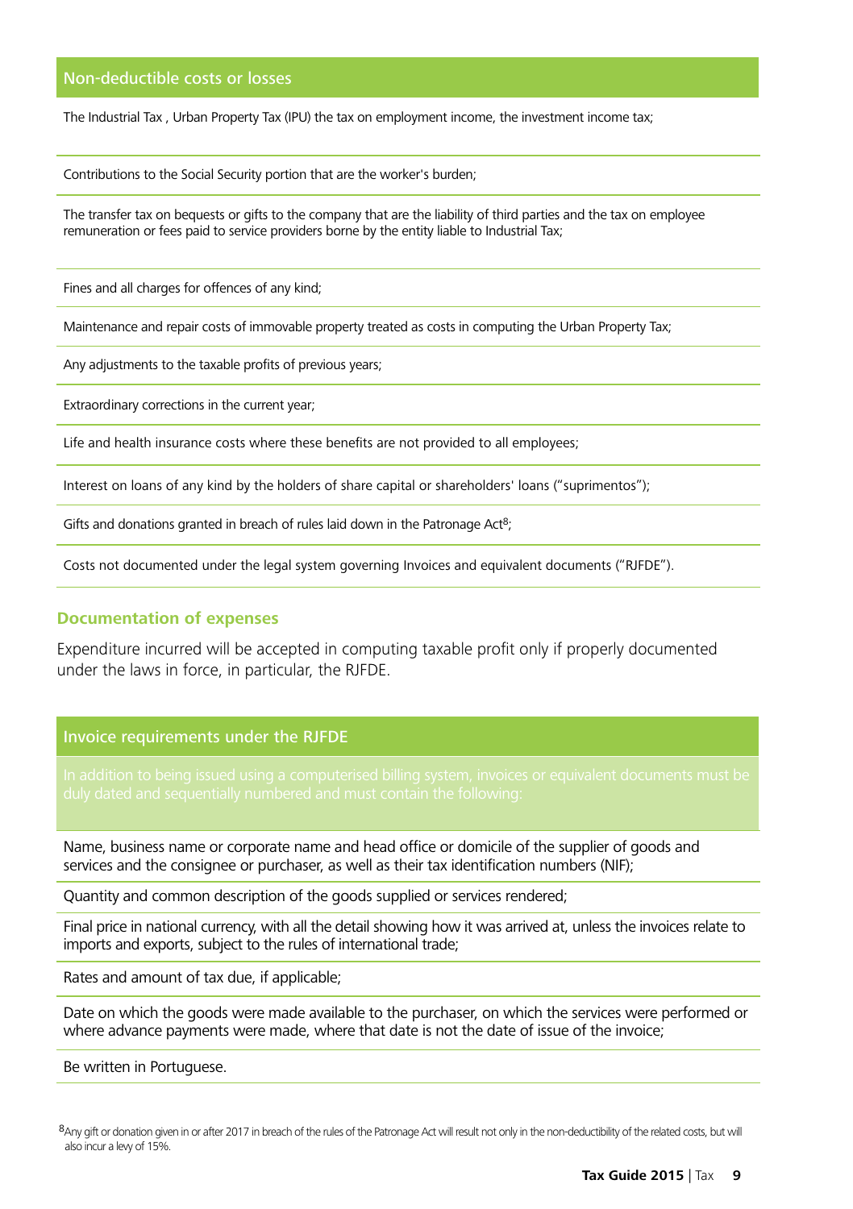| Non-deductible costs or losses |
| --- |
| The Industrial Tax , Urban Property Tax (IPU) the tax on employment income, the investment income tax; |
| Contributions to the Social Security portion that are the worker's burden; |
| The transfer tax on bequests or gifts to the company that are the liability of third parties and the tax on employee remuneration or fees paid to service providers borne by the entity liable to Industrial Tax; |
| Fines and all charges for offences of any kind; |
| Maintenance and repair costs of immovable property treated as costs in computing the Urban Property Tax; |
| Any adjustments to the taxable profits of previous years; |
| Extraordinary corrections in the current year; |
| Life and health insurance costs where these benefits are not provided to all employees; |
| Interest on loans of any kind by the holders of share capital or shareholders' loans ("suprimentos"); |
| Gifts and donations granted in breach of rules laid down in the Patronage Act[8]; |
| Costs not documented under the legal system governing Invoices and equivalent documents ("RJFDE"). |

## Documentation of expenses

Expenditure incurred will be accepted in computing taxable profit only if properly documented under the laws in force, in particular, the RJFDE.

| Invoice requirements under the RJFDE |
| --- |
| In addition to being issued using a computerised billing system, invoices or equivalent documents must be duly dated and sequentially numbered and must contain the following: |
| Name, business name or corporate name and head office or domicile of the supplier of goods and services and the consignee or purchaser, as well as their tax identification numbers (NIF); |
| Quantity and common description of the goods supplied or services rendered; |
| Final price in national currency, with all the detail showing how it was arrived at, unless the invoices relate to imports and exports, subject to the rules of international trade; |
| Rates and amount of tax due, if applicable; |
| Date on which the goods were made available to the purchaser, on which the services were performed or where advance payments were made, where that date is not the date of issue of the invoice; |
| Be written in Portuguese. |

[8] Any gift or donation given in or after 2017 in breach of the rules of the Patronage Act will result not only in the non-deductibility of the related costs, but will also incur a levy of 15%.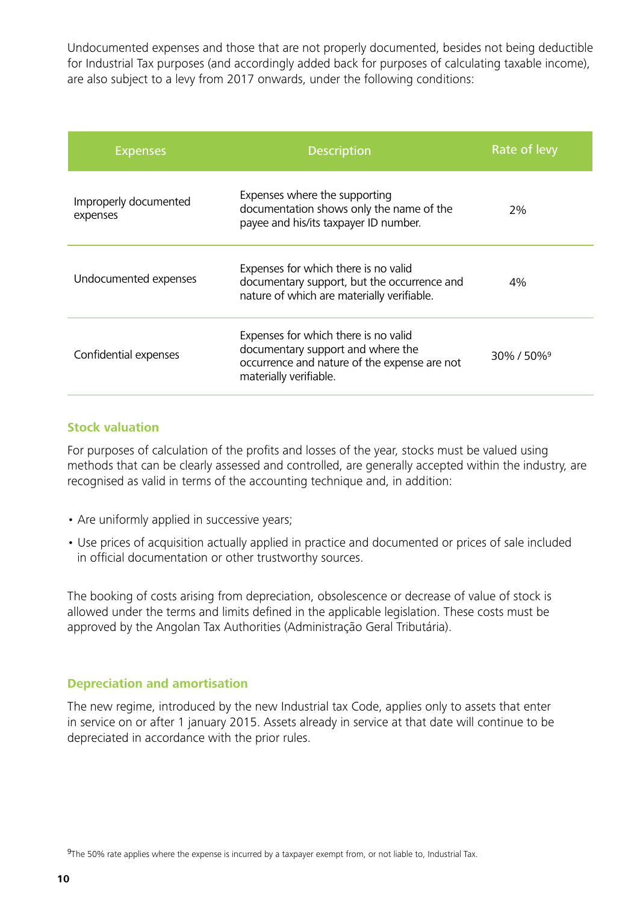Undocumented expenses and those that are not properly documented, besides not being deductible for Industrial Tax purposes (and accordingly added back for purposes of calculating taxable income), are also subject to a levy from 2017 onwards, under the following conditions:

| Expenses | Description | Rate of levy |
|---|---|---|
| Improperly documented expenses | Expenses where the supporting documentation shows only the name of the payee and his/its taxpayer ID number. | 2% |
| Undocumented expenses | Expenses for which there is no valid documentary support, but the occurrence and nature of which are materially verifiable. | 4% |
| Confidential expenses | Expenses for which there is no valid documentary support and where the occurrence and nature of the expense are not materially verifiable. | 30% / 50%[9] |

### Stock valuation

For purposes of calculation of the profits and losses of the year, stocks must be valued using methods that can be clearly assessed and controlled, are generally accepted within the industry, are recognised as valid in terms of the accounting technique and, in addition:

- Are uniformly applied in successive years;
- Use prices of acquisition actually applied in practice and documented or prices of sale included in official documentation or other trustworthy sources.

The booking of costs arising from depreciation, obsolescence or decrease of value of stock is allowed under the terms and limits defined in the applicable legislation. These costs must be approved by the Angolan Tax Authorities (Administração Geral Tributária).

### Depreciation and amortisation

The new regime, introduced by the new Industrial tax Code, applies only to assets that enter in service on or after 1 january 2015. Assets already in service at that date will continue to be depreciated in accordance with the prior rules.

[9] The 50% rate applies where the expense is incurred by a taxpayer exempt from, or not liable to, Industrial Tax.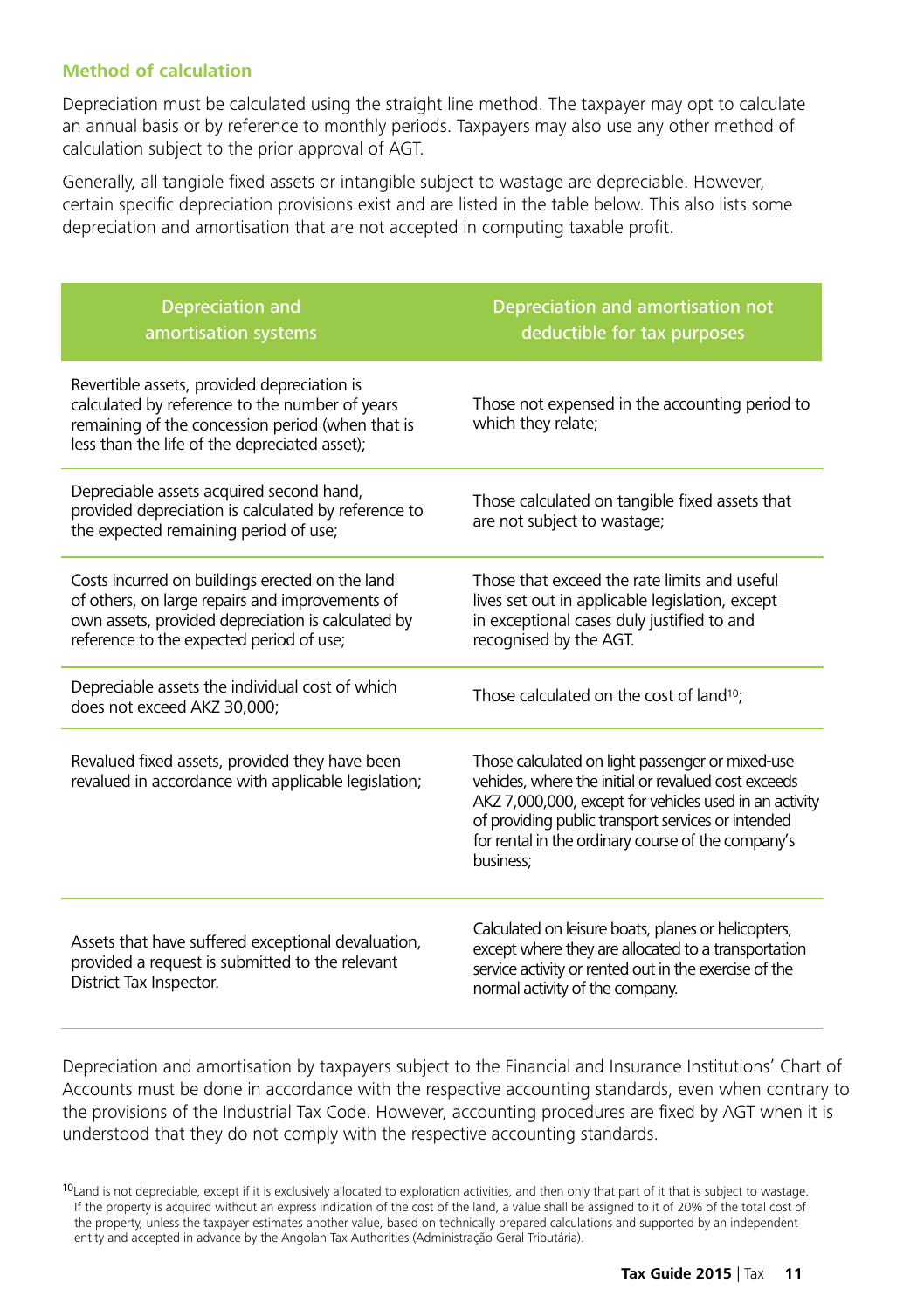### Method of calculation

Depreciation must be calculated using the straight line method. The taxpayer may opt to calculate an annual basis or by reference to monthly periods. Taxpayers may also use any other method of calculation subject to the prior approval of AGT.

Generally, all tangible fixed assets or intangible subject to wastage are depreciable. However, certain specific depreciation provisions exist and are listed in the table below. This also lists some depreciation and amortisation that are not accepted in computing taxable profit.

| Depreciation and amortisation systems | Depreciation and amortisation not deductible for tax purposes |
|---|---|
| Revertible assets, provided depreciation is calculated by reference to the number of years remaining of the concession period (when that is less than the life of the depreciated asset); | Those not expensed in the accounting period to which they relate; |
| Depreciable assets acquired second hand, provided depreciation is calculated by reference to the expected remaining period of use; | Those calculated on tangible fixed assets that are not subject to wastage; |
| Costs incurred on buildings erected on the land of others, on large repairs and improvements of own assets, provided depreciation is calculated by reference to the expected period of use; | Those that exceed the rate limits and useful lives set out in applicable legislation, except in exceptional cases duly justified to and recognised by the AGT. |
| Depreciable assets the individual cost of which does not exceed AKZ 30,000; | Those calculated on the cost of land[10]; |
| Revalued fixed assets, provided they have been revalued in accordance with applicable legislation; | Those calculated on light passenger or mixed-use vehicles, where the initial or revalued cost exceeds AKZ 7,000,000, except for vehicles used in an activity of providing public transport services or intended for rental in the ordinary course of the company's business; |
| Assets that have suffered exceptional devaluation, provided a request is submitted to the relevant District Tax Inspector. | Calculated on leisure boats, planes or helicopters, except where they are allocated to a transportation service activity or rented out in the exercise of the normal activity of the company. |

Depreciation and amortisation by taxpayers subject to the Financial and Insurance Institutions' Chart of Accounts must be done in accordance with the respective accounting standards, even when contrary to the provisions of the Industrial Tax Code. However, accounting procedures are fixed by AGT when it is understood that they do not comply with the respective accounting standards.

[10] Land is not depreciable, except if it is exclusively allocated to exploration activities, and then only that part of it that is subject to wastage. If the property is acquired without an express indication of the cost of the land, a value shall be assigned to it of 20% of the total cost of the property, unless the taxpayer estimates another value, based on technically prepared calculations and supported by an independent entity and accepted in advance by the Angolan Tax Authorities (Administração Geral Tributária).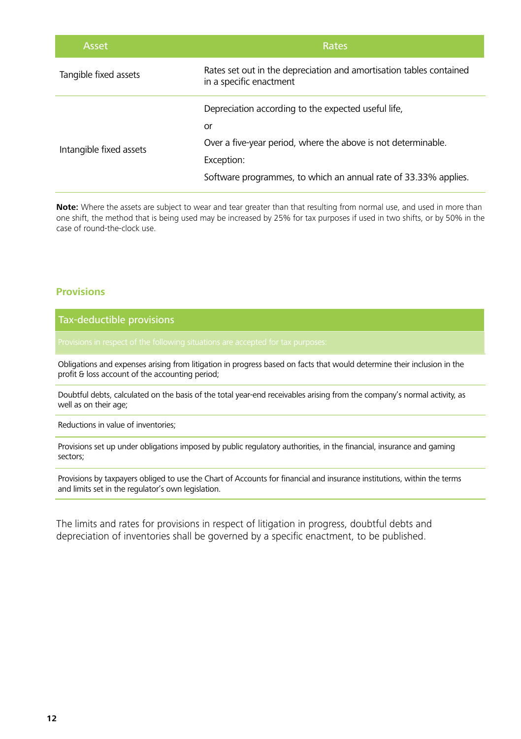| Asset | Rates |
|---|---|
| Tangible fixed assets | Rates set out in the depreciation and amortisation tables contained in a specific enactment |
| Intangible fixed assets | Depreciation according to the expected useful life,<br>or<br>Over a five-year period, where the above is not determinable.<br>Exception:<br>Software programmes, to which an annual rate of 33.33% applies. |

**Note:** Where the assets are subject to wear and tear greater than that resulting from normal use, and used in more than one shift, the method that is being used may be increased by 25% for tax purposes if used in two shifts, or by 50% in the case of round-the-clock use.

### Provisions

| Tax-deductible provisions |
|---|
| Provisions in respect of the following situations are accepted for tax purposes: |
| Obligations and expenses arising from litigation in progress based on facts that would determine their inclusion in the profit & loss account of the accounting period; |
| Doubtful debts, calculated on the basis of the total year-end receivables arising from the company's normal activity, as well as on their age; |
| Reductions in value of inventories; |
| Provisions set up under obligations imposed by public regulatory authorities, in the financial, insurance and gaming sectors; |
| Provisions by taxpayers obliged to use the Chart of Accounts for financial and insurance institutions, within the terms and limits set in the regulator's own legislation. |

The limits and rates for provisions in respect of litigation in progress, doubtful debts and depreciation of inventories shall be governed by a specific enactment, to be published.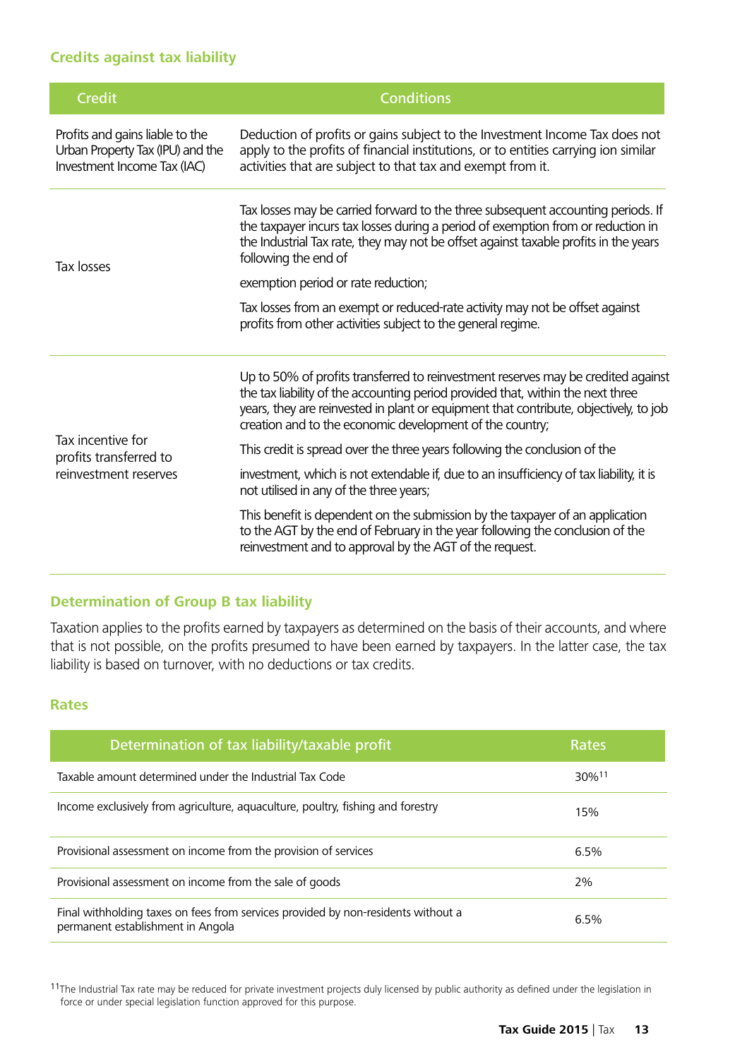### Credits against tax liability

| Credit | Conditions |
| --- | --- |
| Profits and gains liable to the Urban Property Tax (IPU) and the Investment Income Tax (IAC) | Deduction of profits or gains subject to the Investment Income Tax does not apply to the profits of financial institutions, or to entities carrying ion similar activities that are subject to that tax and exempt from it. |
| Tax losses | Tax losses may be carried forward to the three subsequent accounting periods. If the taxpayer incurs tax losses during a period of exemption from or reduction in the Industrial Tax rate, they may not be offset against taxable profits in the years following the end of<br><br>exemption period or rate reduction;<br><br>Tax losses from an exempt or reduced-rate activity may not be offset against profits from other activities subject to the general regime. |
| Tax incentive for profits transferred to reinvestment reserves | Up to 50% of profits transferred to reinvestment reserves may be credited against the tax liability of the accounting period provided that, within the next three years, they are reinvested in plant or equipment that contribute, objectively, to job creation and to the economic development of the country;<br><br>This credit is spread over the three years following the conclusion of the<br><br>investment, which is not extendable if, due to an insufficiency of tax liability, it is not utilised in any of the three years;<br><br>This benefit is dependent on the submission by the taxpayer of an application to the AGT by the end of February in the year following the conclusion of the reinvestment and to approval by the AGT of the request. |

### Determination of Group B tax liability

Taxation applies to the profits earned by taxpayers as determined on the basis of their accounts, and where that is not possible, on the profits presumed to have been earned by taxpayers. In the latter case, the tax liability is based on turnover, with no deductions or tax credits.

### Rates

| Determination of tax liability/taxable profit | Rates |
| --- | --- |
| Taxable amount determined under the Industrial Tax Code | 30%[11] |
| Income exclusively from agriculture, aquaculture, poultry, fishing and forestry | 15% |
| Provisional assessment on income from the provision of services | 6.5% |
| Provisional assessment on income from the sale of goods | 2% |
| Final withholding taxes on fees from services provided by non-residents without a permanent establishment in Angola | 6.5% |

[11] The Industrial Tax rate may be reduced for private investment projects duly licensed by public authority as defined under the legislation in force or under special legislation function approved for this purpose.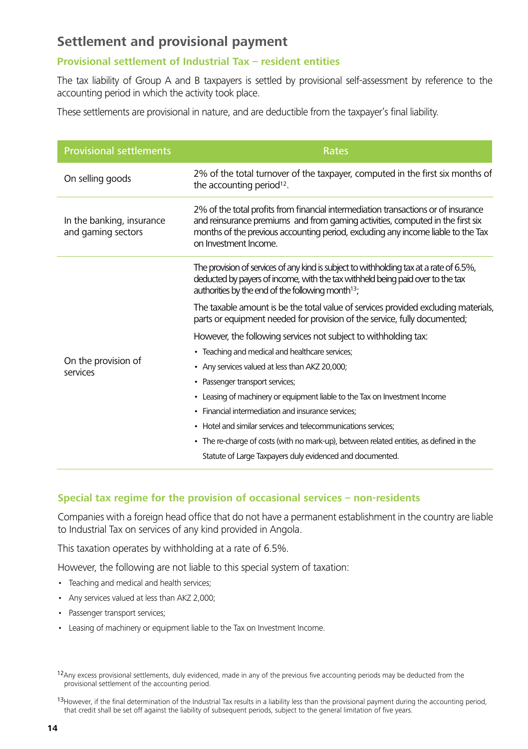## Settlement and provisional payment

### Provisional settlement of Industrial Tax – resident entities

The tax liability of Group A and B taxpayers is settled by provisional self-assessment by reference to the accounting period in which the activity took place.

These settlements are provisional in nature, and are deductible from the taxpayer's final liability.

| Provisional settlements | Rates |
|---|---|
| On selling goods | 2% of the total turnover of the taxpayer, computed in the first six months of the accounting period[12]. |
| In the banking, insurance and gaming sectors | 2% of the total profits from financial intermediation transactions or of insurance and reinsurance premiums and from gaming activities, computed in the first six months of the previous accounting period, excluding any income liable to the Tax on Investment Income. |
| On the provision of services | The provision of services of any kind is subject to withholding tax at a rate of 6.5%, deducted by payers of income, with the tax withheld being paid over to the tax authorities by the end of the following month[13];<br><br>The taxable amount is be the total value of services provided excluding materials, parts or equipment needed for provision of the service, fully documented;<br><br>However, the following services not subject to withholding tax:<br>• Teaching and medical and healthcare services;<br>• Any services valued at less than AKZ 20,000;<br>• Passenger transport services;<br>• Leasing of machinery or equipment liable to the Tax on Investment Income<br>• Financial intermediation and insurance services;<br>• Hotel and similar services and telecommunications services;<br>• The re-charge of costs (with no mark-up), between related entities, as defined in the Statute of Large Taxpayers duly evidenced and documented. |

### Special tax regime for the provision of occasional services – non-residents

Companies with a foreign head office that do not have a permanent establishment in the country are liable to Industrial Tax on services of any kind provided in Angola.

This taxation operates by withholding at a rate of 6.5%.

However, the following are not liable to this special system of taxation:

- Teaching and medical and health services;
- Any services valued at less than AKZ 2,000;
- Passenger transport services;
- Leasing of machinery or equipment liable to the Tax on Investment Income.

[12] Any excess provisional settlements, duly evidenced, made in any of the previous five accounting periods may be deducted from the provisional settlement of the accounting period.

[13] However, if the final determination of the Industrial Tax results in a liability less than the provisional payment during the accounting period, that credit shall be set off against the liability of subsequent periods, subject to the general limitation of five years.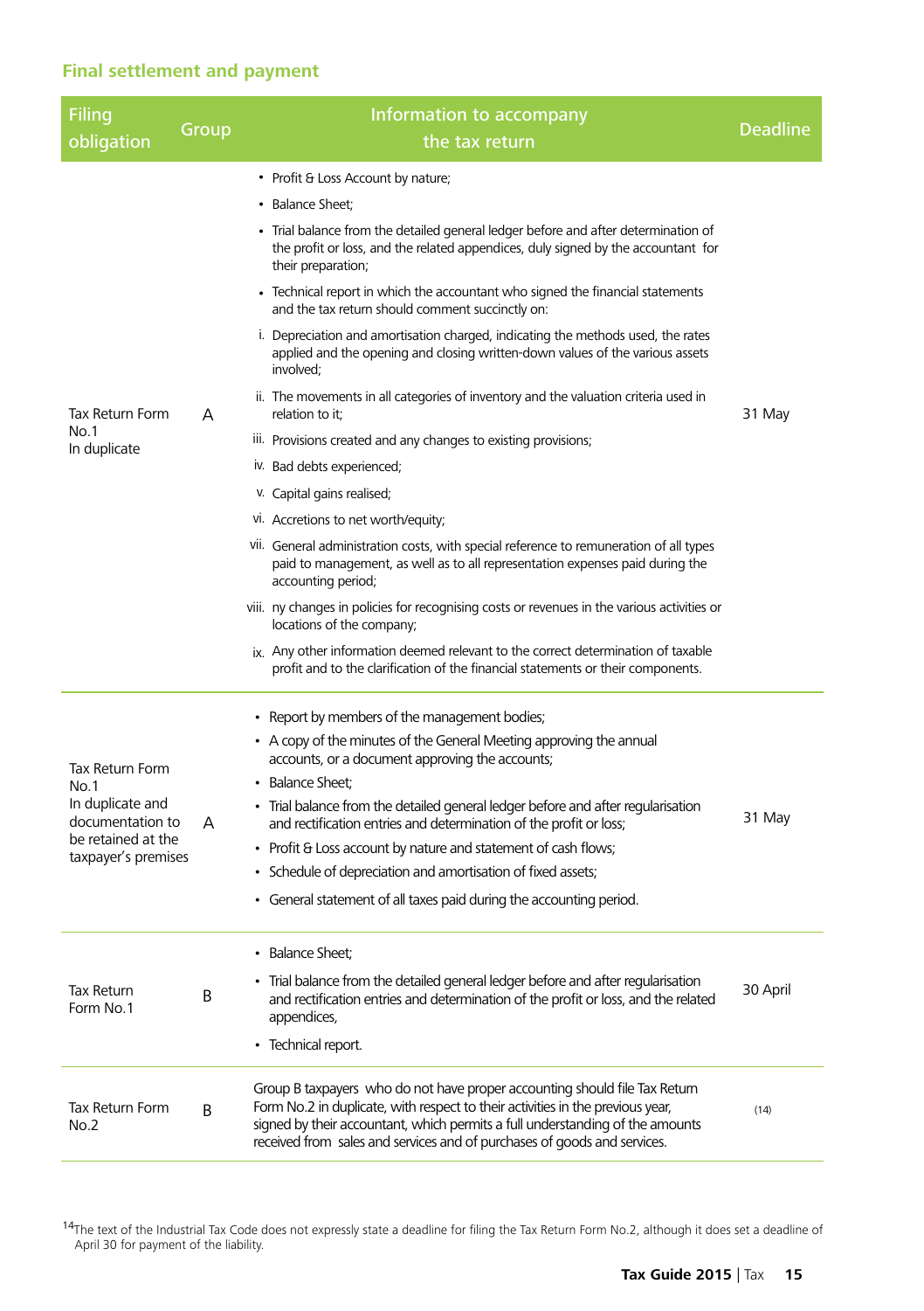## Final settlement and payment

| Filing obligation | Group | Information to accompany the tax return | Deadline |
|---|---|---|---|
| Tax Return Form No.1 In duplicate | A | • Profit & Loss Account by nature;<br>• Balance Sheet;<br>• Trial balance from the detailed general ledger before and after determination of the profit or loss, and the related appendices, duly signed by the accountant for their preparation;<br>• Technical report in which the accountant who signed the financial statements and the tax return should comment succinctly on:<br>i. Depreciation and amortisation charged, indicating the methods used, the rates applied and the opening and closing written-down values of the various assets involved;<br>ii. The movements in all categories of inventory and the valuation criteria used in relation to it;<br>iii. Provisions created and any changes to existing provisions;<br>iv. Bad debts experienced;<br>v. Capital gains realised;<br>vi. Accretions to net worth/equity;<br>vii. General administration costs, with special reference to remuneration of all types paid to management, as well as to all representation expenses paid during the accounting period;<br>viii. ny changes in policies for recognising costs or revenues in the various activities or locations of the company;<br>ix. Any other information deemed relevant to the correct determination of taxable profit and to the clarification of the financial statements or their components. | 31 May |
| Tax Return Form No.1 In duplicate and documentation to be retained at the taxpayer's premises | A | • Report by members of the management bodies;<br>• A copy of the minutes of the General Meeting approving the annual accounts, or a document approving the accounts;<br>• Balance Sheet;<br>• Trial balance from the detailed general ledger before and after regularisation and rectification entries and determination of the profit or loss;<br>• Profit & Loss account by nature and statement of cash flows;<br>• Schedule of depreciation and amortisation of fixed assets;<br>• General statement of all taxes paid during the accounting period. | 31 May |
| Tax Return Form No.1 | B | • Balance Sheet;<br>• Trial balance from the detailed general ledger before and after regularisation and rectification entries and determination of the profit or loss, and the related appendices,<br>• Technical report. | 30 April |
| Tax Return Form No.2 | B | Group B taxpayers who do not have proper accounting should file Tax Return Form No.2 in duplicate, with respect to their activities in the previous year, signed by their accountant, which permits a full understanding of the amounts received from sales and services and of purchases of goods and services. | (14) |

[14] The text of the Industrial Tax Code does not expressly state a deadline for filing the Tax Return Form No.2, although it does set a deadline of April 30 for payment of the liability.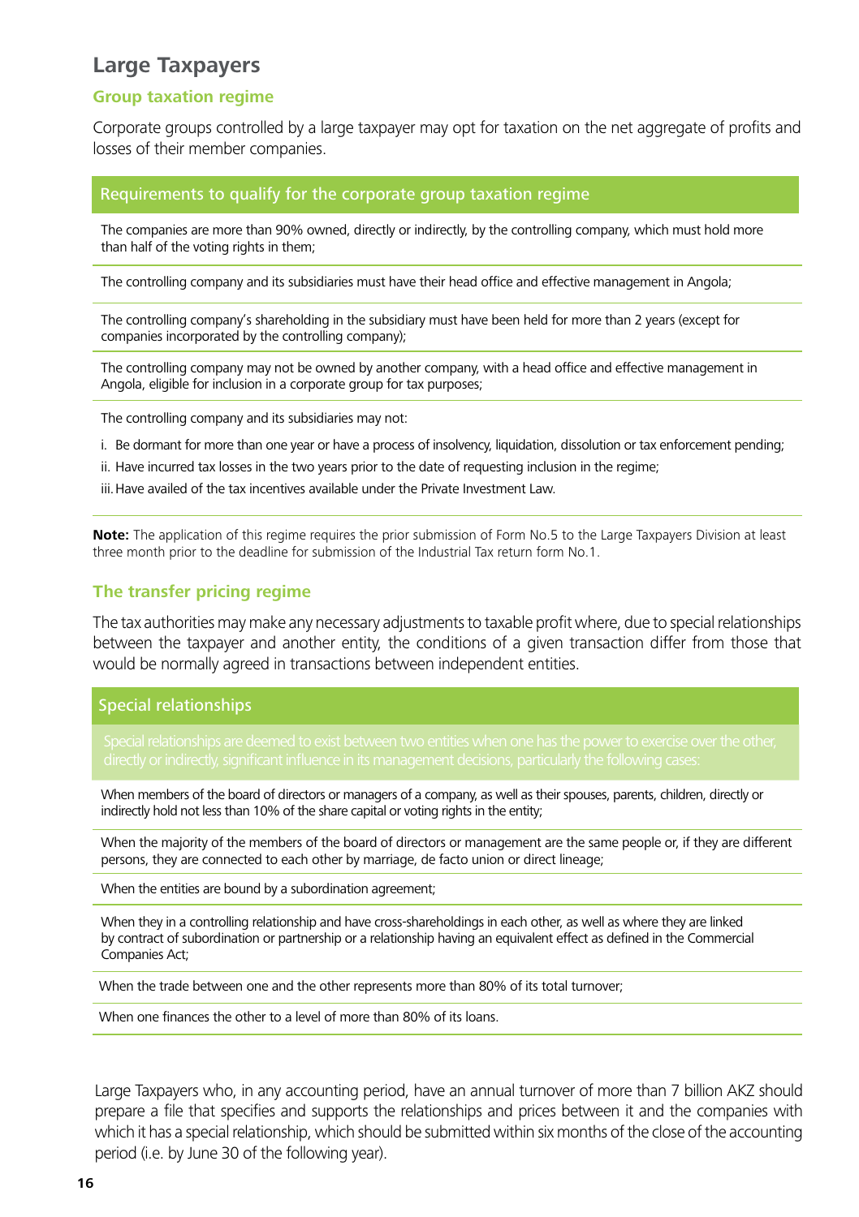## Large Taxpayers

### Group taxation regime

Corporate groups controlled by a large taxpayer may opt for taxation on the net aggregate of profits and losses of their member companies.

| Requirements to qualify for the corporate group taxation regime |
|---|
| The companies are more than 90% owned, directly or indirectly, by the controlling company, which must hold more than half of the voting rights in them; |
| The controlling company and its subsidiaries must have their head office and effective management in Angola; |
| The controlling company's shareholding in the subsidiary must have been held for more than 2 years (except for companies incorporated by the controlling company); |
| The controlling company may not be owned by another company, with a head office and effective management in Angola, eligible for inclusion in a corporate group for tax purposes; |
| The controlling company and its subsidiaries may not:<br>i. Be dormant for more than one year or have a process of insolvency, liquidation, dissolution or tax enforcement pending;<br>ii. Have incurred tax losses in the two years prior to the date of requesting inclusion in the regime;<br>iii. Have availed of the tax incentives available under the Private Investment Law. |

**Note:** The application of this regime requires the prior submission of Form No.5 to the Large Taxpayers Division at least three month prior to the deadline for submission of the Industrial Tax return form No.1.

### The transfer pricing regime

The tax authorities may make any necessary adjustments to taxable profit where, due to special relationships between the taxpayer and another entity, the conditions of a given transaction differ from those that would be normally agreed in transactions between independent entities.

| Special relationships |
|---|
| Special relationships are deemed to exist between two entities when one has the power to exercise over the other, directly or indirectly, significant influence in its management decisions, particularly the following cases: |
| When members of the board of directors or managers of a company, as well as their spouses, parents, children, directly or indirectly hold not less than 10% of the share capital or voting rights in the entity; |
| When the majority of the members of the board of directors or management are the same people or, if they are different persons, they are connected to each other by marriage, de facto union or direct lineage; |
| When the entities are bound by a subordination agreement; |
| When they in a controlling relationship and have cross-shareholdings in each other, as well as where they are linked by contract of subordination or partnership or a relationship having an equivalent effect as defined in the Commercial Companies Act; |
| When the trade between one and the other represents more than 80% of its total turnover; |
| When one finances the other to a level of more than 80% of its loans. |

Large Taxpayers who, in any accounting period, have an annual turnover of more than 7 billion AKZ should prepare a file that specifies and supports the relationships and prices between it and the companies with which it has a special relationship, which should be submitted within six months of the close of the accounting period (i.e. by June 30 of the following year).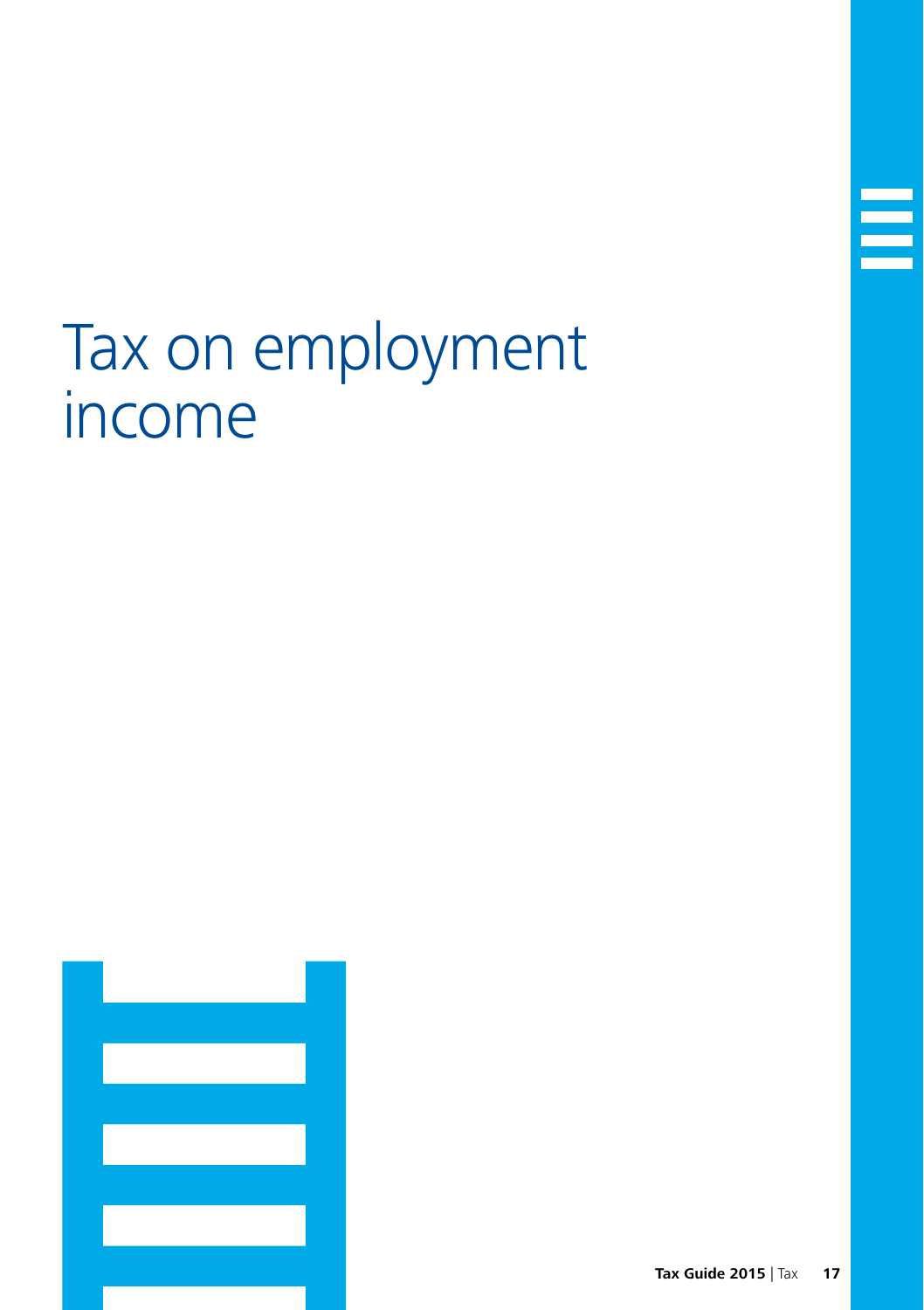# Tax on employment income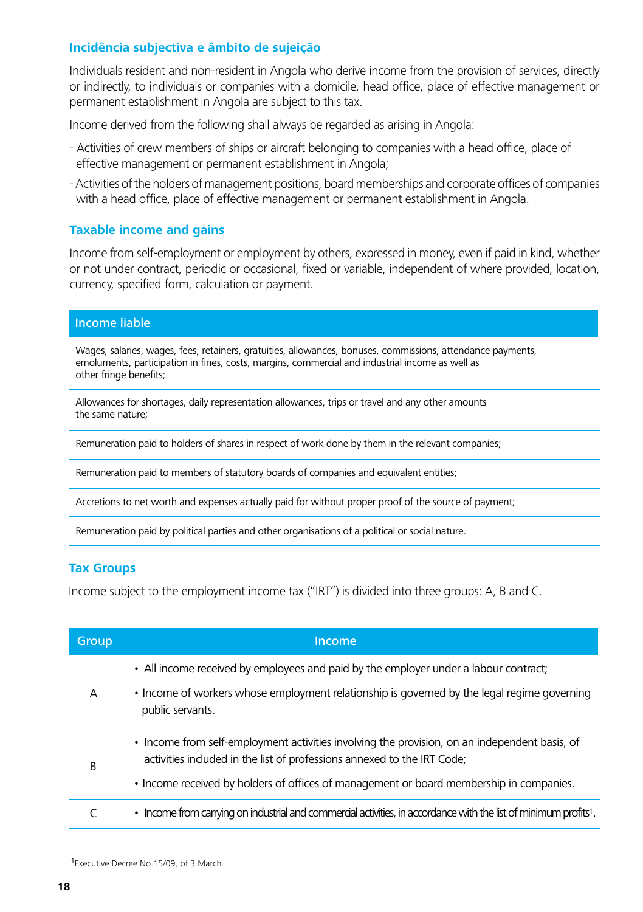### Incidência subjectiva e âmbito de sujeição

Individuals resident and non-resident in Angola who derive income from the provision of services, directly or indirectly, to individuals or companies with a domicile, head office, place of effective management or permanent establishment in Angola are subject to this tax.

Income derived from the following shall always be regarded as arising in Angola:

- Activities of crew members of ships or aircraft belonging to companies with a head office, place of effective management or permanent establishment in Angola;
- Activities of the holders of management positions, board memberships and corporate offices of companies with a head office, place of effective management or permanent establishment in Angola.

### Taxable income and gains

Income from self-employment or employment by others, expressed in money, even if paid in kind, whether or not under contract, periodic or occasional, fixed or variable, independent of where provided, location, currency, specified form, calculation or payment.

| Income liable |
|---|
| Wages, salaries, wages, fees, retainers, gratuities, allowances, bonuses, commissions, attendance payments, emoluments, participation in fines, costs, margins, commercial and industrial income as well as other fringe benefits; |
| Allowances for shortages, daily representation allowances, trips or travel and any other amounts the same nature; |
| Remuneration paid to holders of shares in respect of work done by them in the relevant companies; |
| Remuneration paid to members of statutory boards of companies and equivalent entities; |
| Accretions to net worth and expenses actually paid for without proper proof of the source of payment; |
| Remuneration paid by political parties and other organisations of a political or social nature. |

### Tax Groups

Income subject to the employment income tax ("IRT") is divided into three groups: A, B and C.

| Group | Income |
|---|---|
| A | • All income received by employees and paid by the employer under a labour contract;<br>• Income of workers whose employment relationship is governed by the legal regime governing public servants. |
| B | • Income from self-employment activities involving the provision, on an independent basis, of activities included in the list of professions annexed to the IRT Code;<br>• Income received by holders of offices of management or board membership in companies. |
| C | • Income from carrying on industrial and commercial activities, in accordance with the list of minimum profits[1]. |

[1]Executive Decree No.15/09, of 3 March.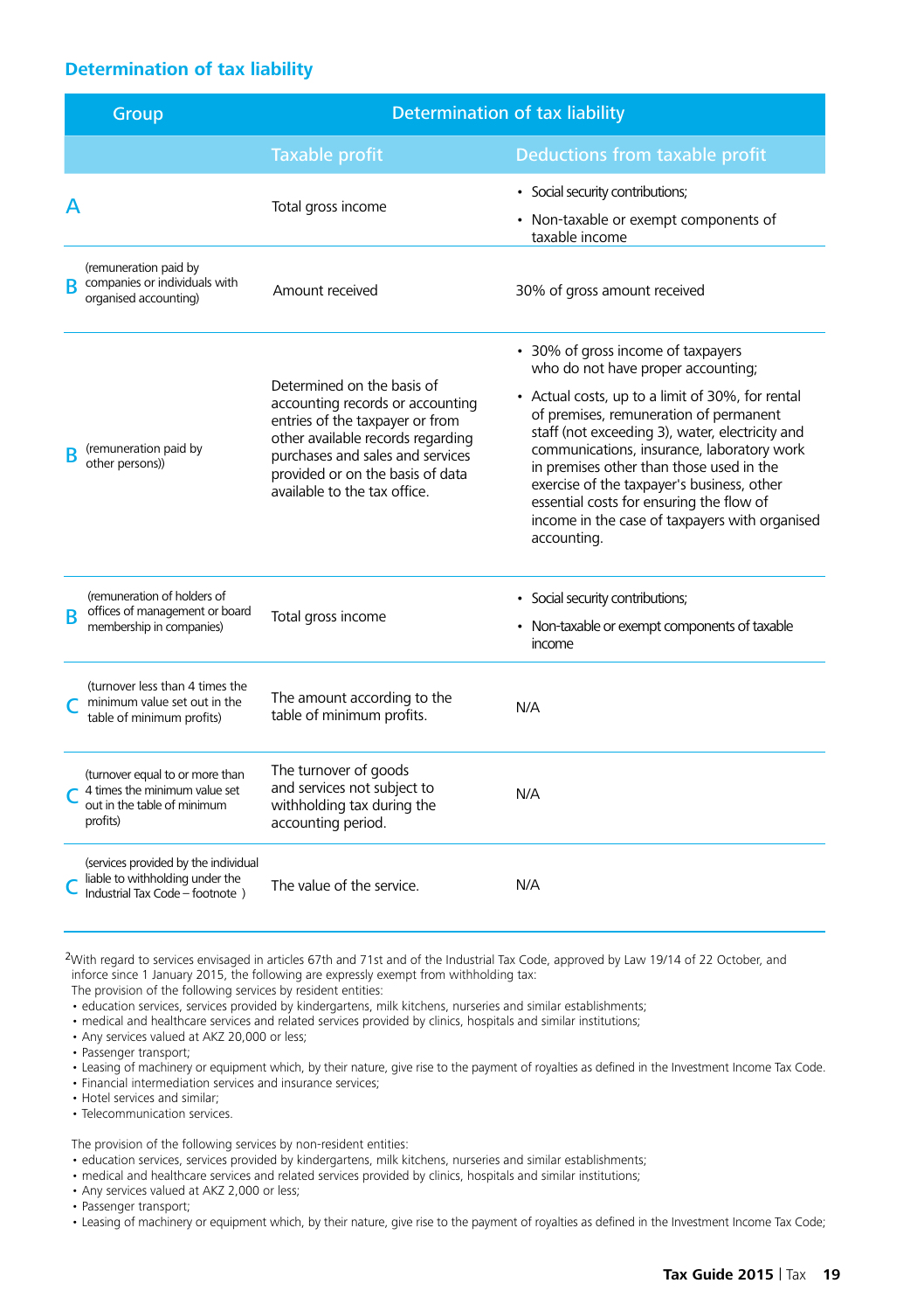## Determination of tax liability

| Group | Determination of tax liability | |
|---|---|---|
| | Taxable profit | Deductions from taxable profit |
| A | Total gross income | • Social security contributions;<br>• Non-taxable or exempt components of taxable income |
| B (remuneration paid by companies or individuals with organised accounting) | Amount received | 30% of gross amount received |
| B (remuneration paid by other persons)) | Determined on the basis of accounting records or accounting entries of the taxpayer or from other available records regarding purchases and sales and services provided or on the basis of data available to the tax office. | • 30% of gross income of taxpayers who do not have proper accounting;<br>• Actual costs, up to a limit of 30%, for rental of premises, remuneration of permanent staff (not exceeding 3), water, electricity and communications, insurance, laboratory work in premises other than those used in the exercise of the taxpayer's business, other essential costs for ensuring the flow of income in the case of taxpayers with organised accounting. |
| B (remuneration of holders of offices of management or board membership in companies) | Total gross income | • Social security contributions;<br>• Non-taxable or exempt components of taxable income |
| C (turnover less than 4 times the minimum value set out in the table of minimum profits) | The amount according to the table of minimum profits. | N/A |
| C (turnover equal to or more than 4 times the minimum value set out in the table of minimum profits) | The turnover of goods and services not subject to withholding tax during the accounting period. | N/A |
| C (services provided by the individual liable to withholding under the Industrial Tax Code – footnote ) | The value of the service. | N/A |

[2]With regard to services envisaged in articles 67th and 71st and of the Industrial Tax Code, approved by Law 19/14 of 22 October, and inforce since 1 January 2015, the following are expressly exempt from withholding tax:
The provision of the following services by resident entities:

- education services, services provided by kindergartens, milk kitchens, nurseries and similar establishments;
- medical and healthcare services and related services provided by clinics, hospitals and similar institutions;
- Any services valued at AKZ 20,000 or less;
- Passenger transport;
- Leasing of machinery or equipment which, by their nature, give rise to the payment of royalties as defined in the Investment Income Tax Code.
- Financial intermediation services and insurance services;
- Hotel services and similar;
- Telecommunication services.

The provision of the following services by non-resident entities:

- education services, services provided by kindergartens, milk kitchens, nurseries and similar establishments;
- medical and healthcare services and related services provided by clinics, hospitals and similar institutions;
- Any services valued at AKZ 2,000 or less;
- Passenger transport;
- Leasing of machinery or equipment which, by their nature, give rise to the payment of royalties as defined in the Investment Income Tax Code;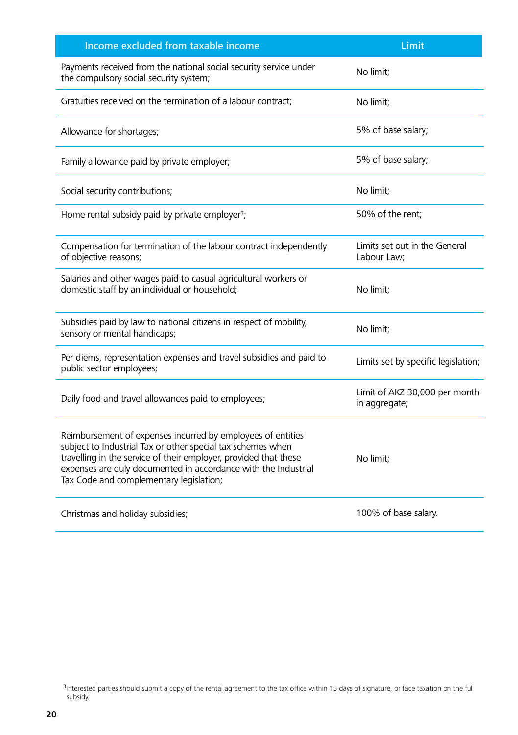| Income excluded from taxable income | Limit |
|---|---|
| Payments received from the national social security service under the compulsory social security system; | No limit; |
| Gratuities received on the termination of a labour contract; | No limit; |
| Allowance for shortages; | 5% of base salary; |
| Family allowance paid by private employer; | 5% of base salary; |
| Social security contributions; | No limit; |
| Home rental subsidy paid by private employer[3]; | 50% of the rent; |
| Compensation for termination of the labour contract independently of objective reasons; | Limits set out in the General Labour Law; |
| Salaries and other wages paid to casual agricultural workers or domestic staff by an individual or household; | No limit; |
| Subsidies paid by law to national citizens in respect of mobility, sensory or mental handicaps; | No limit; |
| Per diems, representation expenses and travel subsidies and paid to public sector employees; | Limits set by specific legislation; |
| Daily food and travel allowances paid to employees; | Limit of AKZ 30,000 per month in aggregate; |
| Reimbursement of expenses incurred by employees of entities subject to Industrial Tax or other special tax schemes when travelling in the service of their employer, provided that these expenses are duly documented in accordance with the Industrial Tax Code and complementary legislation; | No limit; |
| Christmas and holiday subsidies; | 100% of base salary. |

[3] Interested parties should submit a copy of the rental agreement to the tax office within 15 days of signature, or face taxation on the full subsidy.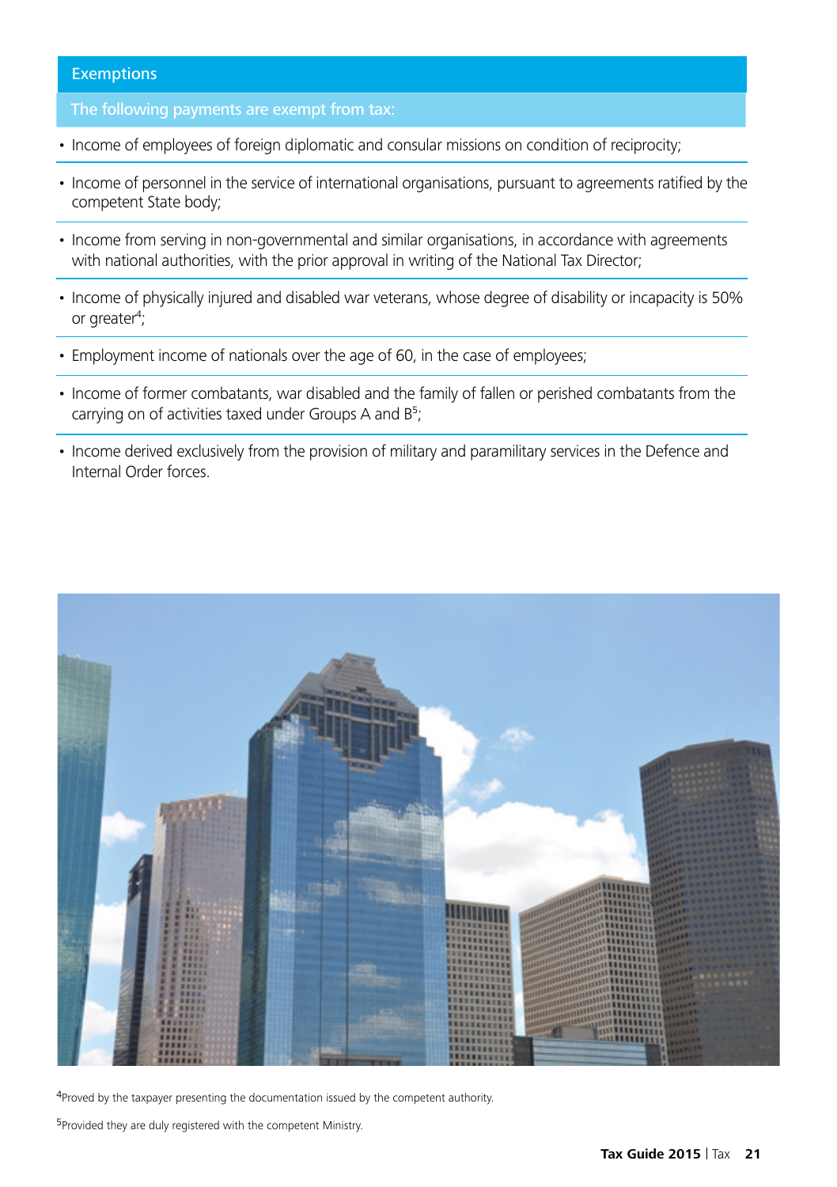## Exemptions

**The following payments are exempt from tax:**

- Income of employees of foreign diplomatic and consular missions on condition of reciprocity;
- Income of personnel in the service of international organisations, pursuant to agreements ratified by the competent State body;
- Income from serving in non-governmental and similar organisations, in accordance with agreements with national authorities, with the prior approval in writing of the National Tax Director;
- Income of physically injured and disabled war veterans, whose degree of disability or incapacity is 50% or greater[4];
- Employment income of nationals over the age of 60, in the case of employees;
- Income of former combatants, war disabled and the family of fallen or perished combatants from the carrying on of activities taxed under Groups A and B[5];
- Income derived exclusively from the provision of military and paramilitary services in the Defence and Internal Order forces.

[4]Proved by the taxpayer presenting the documentation issued by the competent authority.

[5]Provided they are duly registered with the competent Ministry.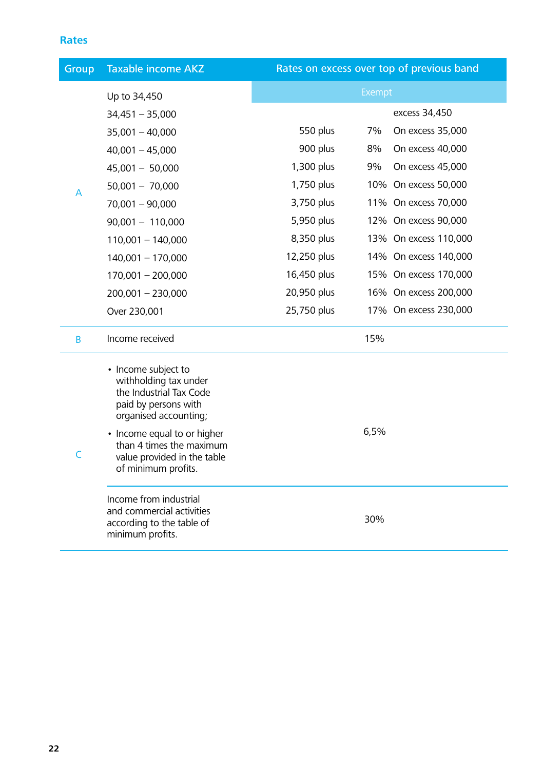## Rates

| Group | Taxable income AKZ | Rates on excess over top of previous band | | |
|---|---|---|---|---|
| A | Up to 34,450 | Exempt | | |
| | 34,451 – 35,000 | | | excess 34,450 |
| | 35,001 – 40,000 | 550 plus | 7% | On excess 35,000 |
| | 40,001 – 45,000 | 900 plus | 8% | On excess 40,000 |
| | 45,001 – 50,000 | 1,300 plus | 9% | On excess 45,000 |
| | 50,001 – 70,000 | 1,750 plus | 10% | On excess 50,000 |
| | 70,001 – 90,000 | 3,750 plus | 11% | On excess 70,000 |
| | 90,001 – 110,000 | 5,950 plus | 12% | On excess 90,000 |
| | 110,001 – 140,000 | 8,350 plus | 13% | On excess 110,000 |
| | 140,001 – 170,000 | 12,250 plus | 14% | On excess 140,000 |
| | 170,001 – 200,000 | 16,450 plus | 15% | On excess 170,000 |
| | 200,001 – 230,000 | 20,950 plus | 16% | On excess 200,000 |
| | Over 230,001 | 25,750 plus | 17% | On excess 230,000 |
| B | Income received | | 15% | |
| C | • Income subject to withholding tax under the Industrial Tax Code paid by persons with organised accounting; • Income equal to or higher than 4 times the maximum value provided in the table of minimum profits. | | 6,5% | |
| | Income from industrial and commercial activities according to the table of minimum profits. | | 30% | |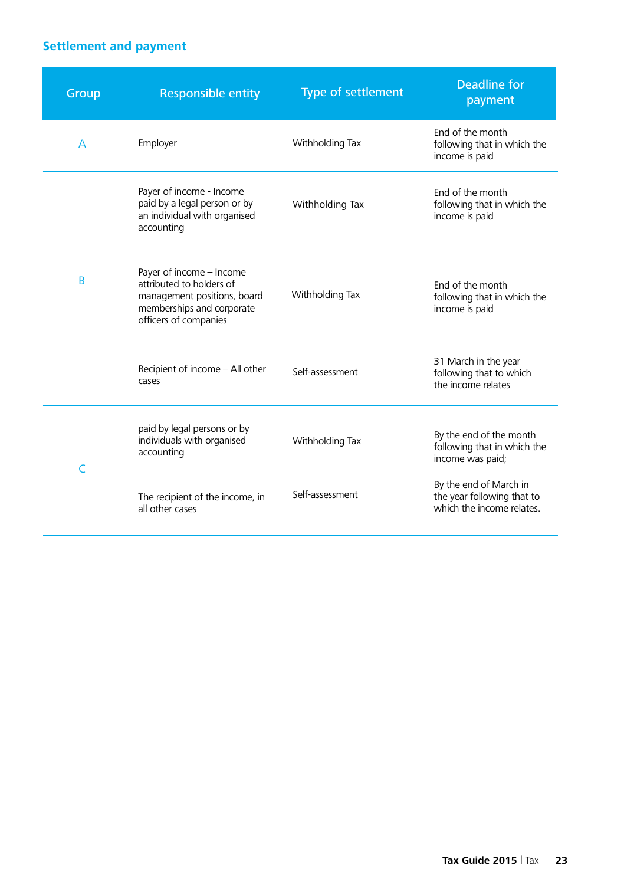## Settlement and payment

| Group | Responsible entity | Type of settlement | Deadline for payment |
|---|---|---|---|
| A | Employer | Withholding Tax | End of the month following that in which the income is paid |
| B | Payer of income - Income paid by a legal person or by an individual with organised accounting | Withholding Tax | End of the month following that in which the income is paid |
| | Payer of income – Income attributed to holders of management positions, board memberships and corporate officers of companies | Withholding Tax | End of the month following that in which the income is paid |
| | Recipient of income – All other cases | Self-assessment | 31 March in the year following that to which the income relates |
| C | paid by legal persons or by individuals with organised accounting | Withholding Tax | By the end of the month following that in which the income was paid; |
| | The recipient of the income, in all other cases | Self-assessment | By the end of March in the year following that to which the income relates. |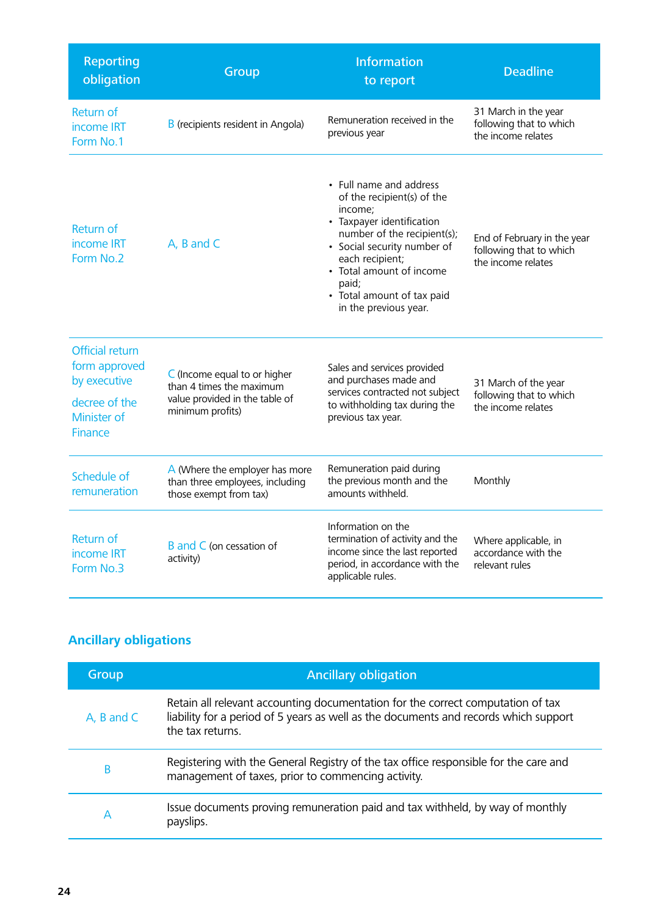| Reporting obligation | Group | Information to report | Deadline |
|---|---|---|---|
| Return of income IRT Form No.1 | B (recipients resident in Angola) | Remuneration received in the previous year | 31 March in the year following that to which the income relates |
| Return of income IRT Form No.2 | A, B and C | • Full name and address of the recipient(s) of the income;<br>• Taxpayer identification number of the recipient(s);<br>• Social security number of each recipient;<br>• Total amount of income paid;<br>• Total amount of tax paid in the previous year. | End of February in the year following that to which the income relates |
| Official return form approved by executive decree of the Minister of Finance | C (Income equal to or higher than 4 times the maximum value provided in the table of minimum profits) | Sales and services provided and purchases made and services contracted not subject to withholding tax during the previous tax year. | 31 March of the year following that to which the income relates |
| Schedule of remuneration | A (Where the employer has more than three employees, including those exempt from tax) | Remuneration paid during the previous month and the amounts withheld. | Monthly |
| Return of income IRT Form No.3 | B and C (on cessation of activity) | Information on the termination of activity and the income since the last reported period, in accordance with the applicable rules. | Where applicable, in accordance with the relevant rules |

## Ancillary obligations

| Group | Ancillary obligation |
|---|---|
| A, B and C | Retain all relevant accounting documentation for the correct computation of tax liability for a period of 5 years as well as the documents and records which support the tax returns. |
| B | Registering with the General Registry of the tax office responsible for the care and management of taxes, prior to commencing activity. |
| A | Issue documents proving remuneration paid and tax withheld, by way of monthly payslips. |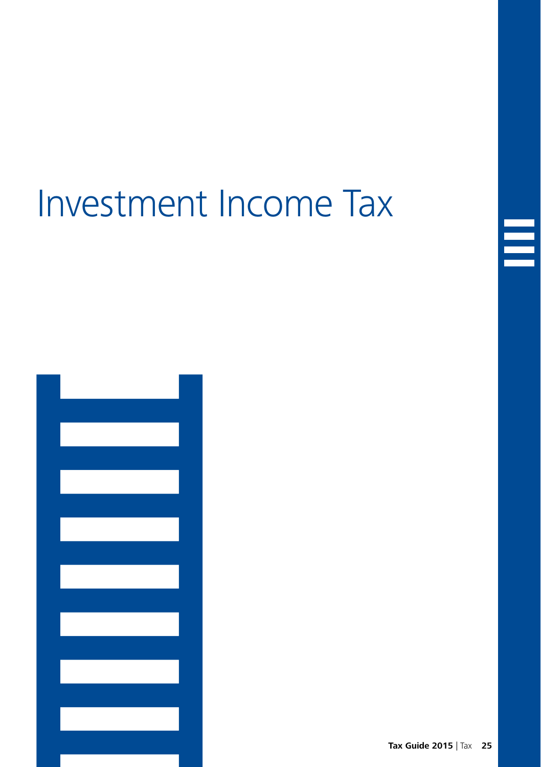# Investment Income Tax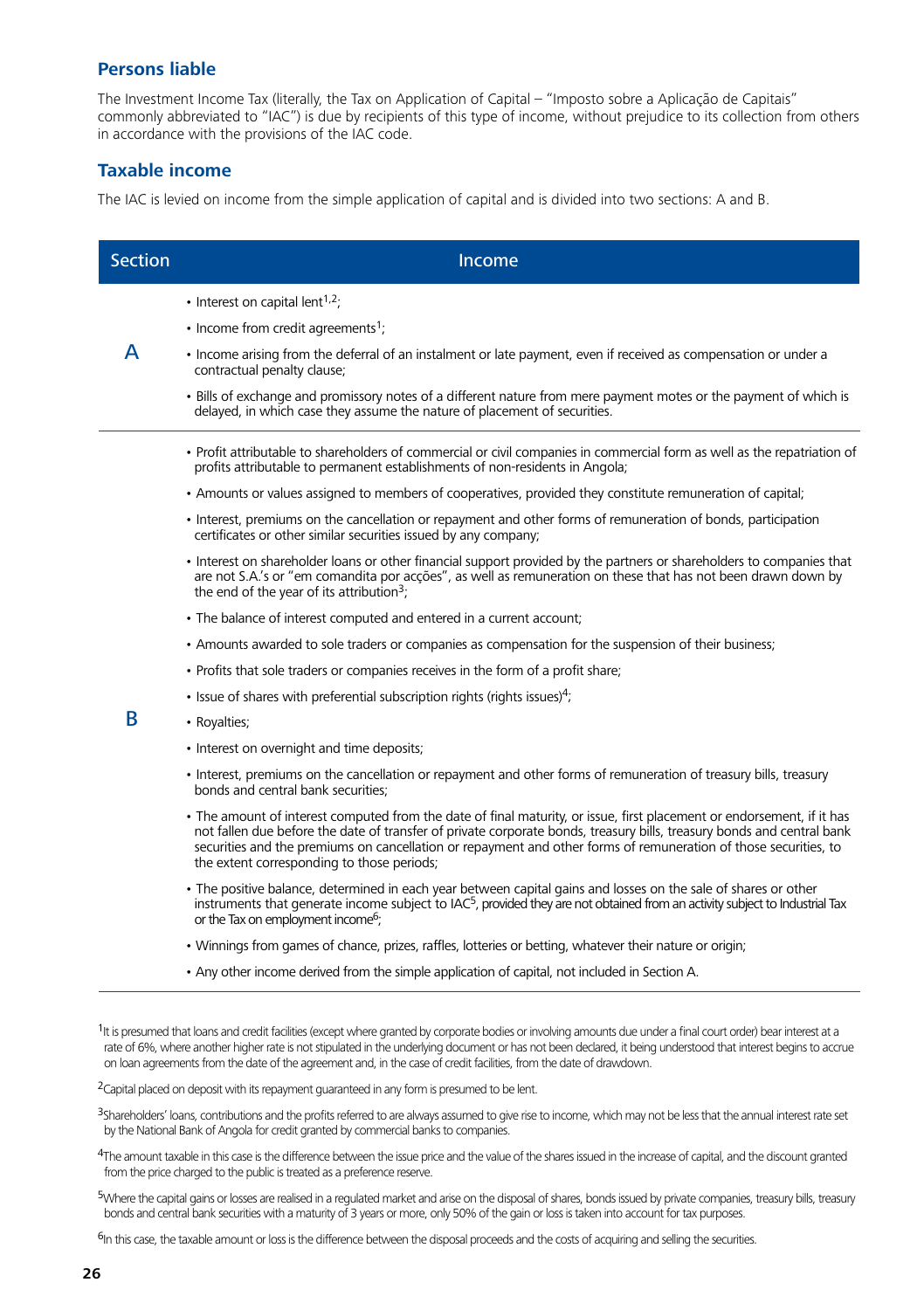## Persons liable

The Investment Income Tax (literally, the Tax on Application of Capital – "Imposto sobre a Aplicação de Capitais" commonly abbreviated to "IAC") is due by recipients of this type of income, without prejudice to its collection from others in accordance with the provisions of the IAC code.

## Taxable income

The IAC is levied on income from the simple application of capital and is divided into two sections: A and B.

| Section | Income |
|---|---|
| A | • Interest on capital lent[1,2];<br>• Income from credit agreements[1];<br>• Income arising from the deferral of an instalment or late payment, even if received as compensation or under a contractual penalty clause;<br>• Bills of exchange and promissory notes of a different nature from mere payment motes or the payment of which is delayed, in which case they assume the nature of placement of securities. |
| B | • Profit attributable to shareholders of commercial or civil companies in commercial form as well as the repatriation of profits attributable to permanent establishments of non-residents in Angola;<br>• Amounts or values assigned to members of cooperatives, provided they constitute remuneration of capital;<br>• Interest, premiums on the cancellation or repayment and other forms of remuneration of bonds, participation certificates or other similar securities issued by any company;<br>• Interest on shareholder loans or other financial support provided by the partners or shareholders to companies that are not S.A.'s or "em comandita por acções", as well as remuneration on these that has not been drawn down by the end of the year of its attribution[3];<br>• The balance of interest computed and entered in a current account;<br>• Amounts awarded to sole traders or companies as compensation for the suspension of their business;<br>• Profits that sole traders or companies receives in the form of a profit share;<br>• Issue of shares with preferential subscription rights (rights issues)[4];<br>• Royalties;<br>• Interest on overnight and time deposits;<br>• Interest, premiums on the cancellation or repayment and other forms of remuneration of treasury bills, treasury bonds and central bank securities;<br>• The amount of interest computed from the date of final maturity, or issue, first placement or endorsement, if it has not fallen due before the date of transfer of private corporate bonds, treasury bills, treasury bonds and central bank securities and the premiums on cancellation or repayment and other forms of remuneration of those securities, to the extent corresponding to those periods;<br>• The positive balance, determined in each year between capital gains and losses on the sale of shares or other instruments that generate income subject to IAC[5], provided they are not obtained from an activity subject to Industrial Tax or the Tax on employment income[6];<br>• Winnings from games of chance, prizes, raffles, lotteries or betting, whatever their nature or origin;<br>• Any other income derived from the simple application of capital, not included in Section A. |

[1] It is presumed that loans and credit facilities (except where granted by corporate bodies or involving amounts due under a final court order) bear interest at a rate of 6%, where another higher rate is not stipulated in the underlying document or has not been declared, it being understood that interest begins to accrue on loan agreements from the date of the agreement and, in the case of credit facilities, from the date of drawdown.

[2] Capital placed on deposit with its repayment guaranteed in any form is presumed to be lent.

[3] Shareholders' loans, contributions and the profits referred to are always assumed to give rise to income, which may not be less that the annual interest rate set by the National Bank of Angola for credit granted by commercial banks to companies.

[4] The amount taxable in this case is the difference between the issue price and the value of the shares issued in the increase of capital, and the discount granted from the price charged to the public is treated as a preference reserve.

[5] Where the capital gains or losses are realised in a regulated market and arise on the disposal of shares, bonds issued by private companies, treasury bills, treasury bonds and central bank securities with a maturity of 3 years or more, only 50% of the gain or loss is taken into account for tax purposes.

[6] In this case, the taxable amount or loss is the difference between the disposal proceeds and the costs of acquiring and selling the securities.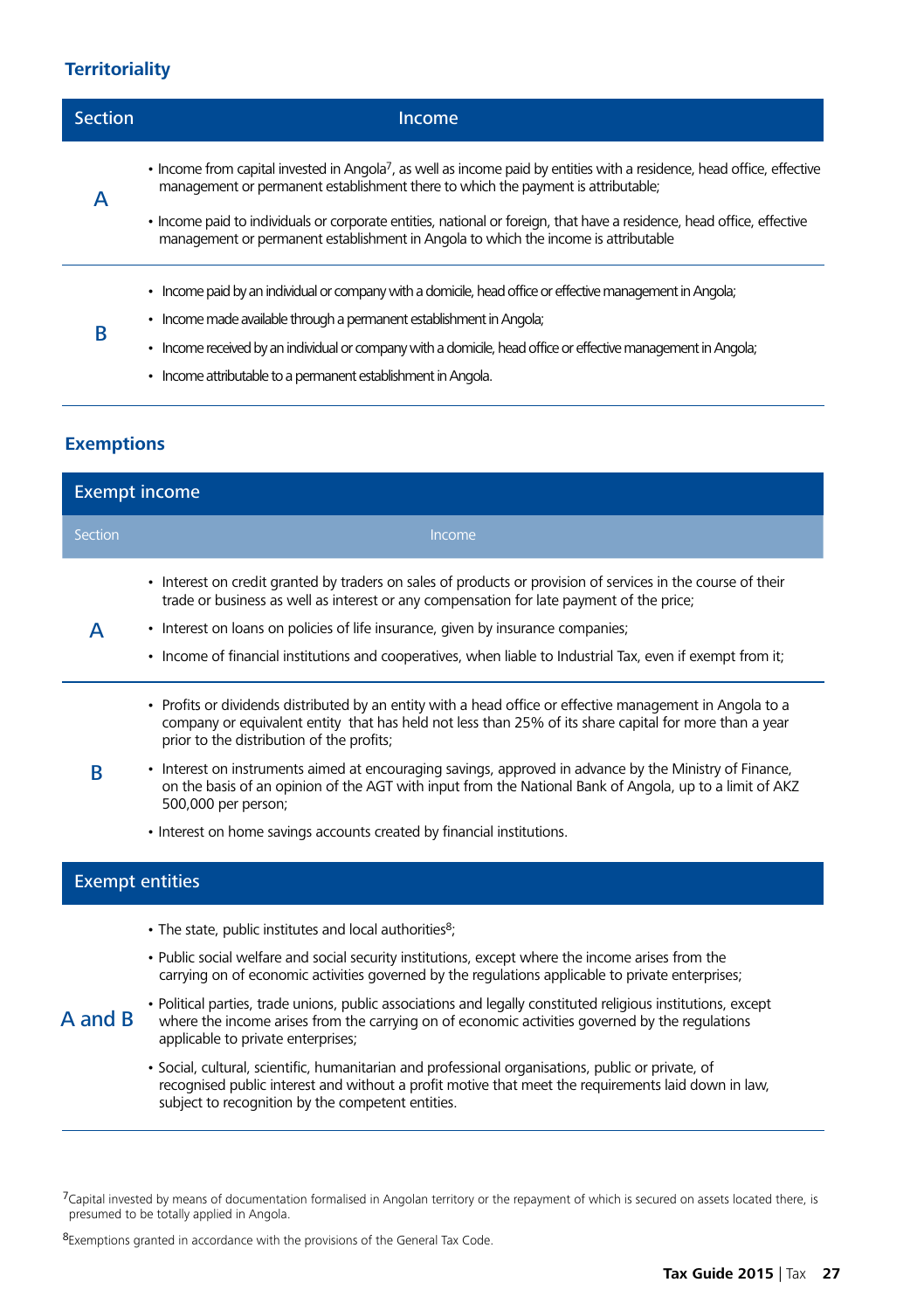## Territoriality

| Section | Income |
|---|---|
| A | • Income from capital invested in Angola[7], as well as income paid by entities with a residence, head office, effective management or permanent establishment there to which the payment is attributable;<br>• Income paid to individuals or corporate entities, national or foreign, that have a residence, head office, effective management or permanent establishment in Angola to which the income is attributable |
| B | • Income paid by an individual or company with a domicile, head office or effective management in Angola;<br>• Income made available through a permanent establishment in Angola;<br>• Income received by an individual or company with a domicile, head office or effective management in Angola;<br>• Income attributable to a permanent establishment in Angola. |

## Exemptions

**Exempt income**

| Section | Income |
|---|---|
| A | • Interest on credit granted by traders on sales of products or provision of services in the course of their trade or business as well as interest or any compensation for late payment of the price;<br>• Interest on loans on policies of life insurance, given by insurance companies;<br>• Income of financial institutions and cooperatives, when liable to Industrial Tax, even if exempt from it; |
| B | • Profits or dividends distributed by an entity with a head office or effective management in Angola to a company or equivalent entity that has held not less than 25% of its share capital for more than a year prior to the distribution of the profits;<br>• Interest on instruments aimed at encouraging savings, approved in advance by the Ministry of Finance, on the basis of an opinion of the AGT with input from the National Bank of Angola, up to a limit of AKZ 500,000 per person;<br>• Interest on home savings accounts created by financial institutions. |

**Exempt entities**

| Section | Entities |
|---|---|
| A and B | • The state, public institutes and local authorities[8];<br>• Public social welfare and social security institutions, except where the income arises from the carrying on of economic activities governed by the regulations applicable to private enterprises;<br>• Political parties, trade unions, public associations and legally constituted religious institutions, except where the income arises from the carrying on of economic activities governed by the regulations applicable to private enterprises;<br>• Social, cultural, scientific, humanitarian and professional organisations, public or private, of recognised public interest and without a profit motive that meet the requirements laid down in law, subject to recognition by the competent entities. |

[7] Capital invested by means of documentation formalised in Angolan territory or the repayment of which is secured on assets located there, is presumed to be totally applied in Angola.

[8] Exemptions granted in accordance with the provisions of the General Tax Code.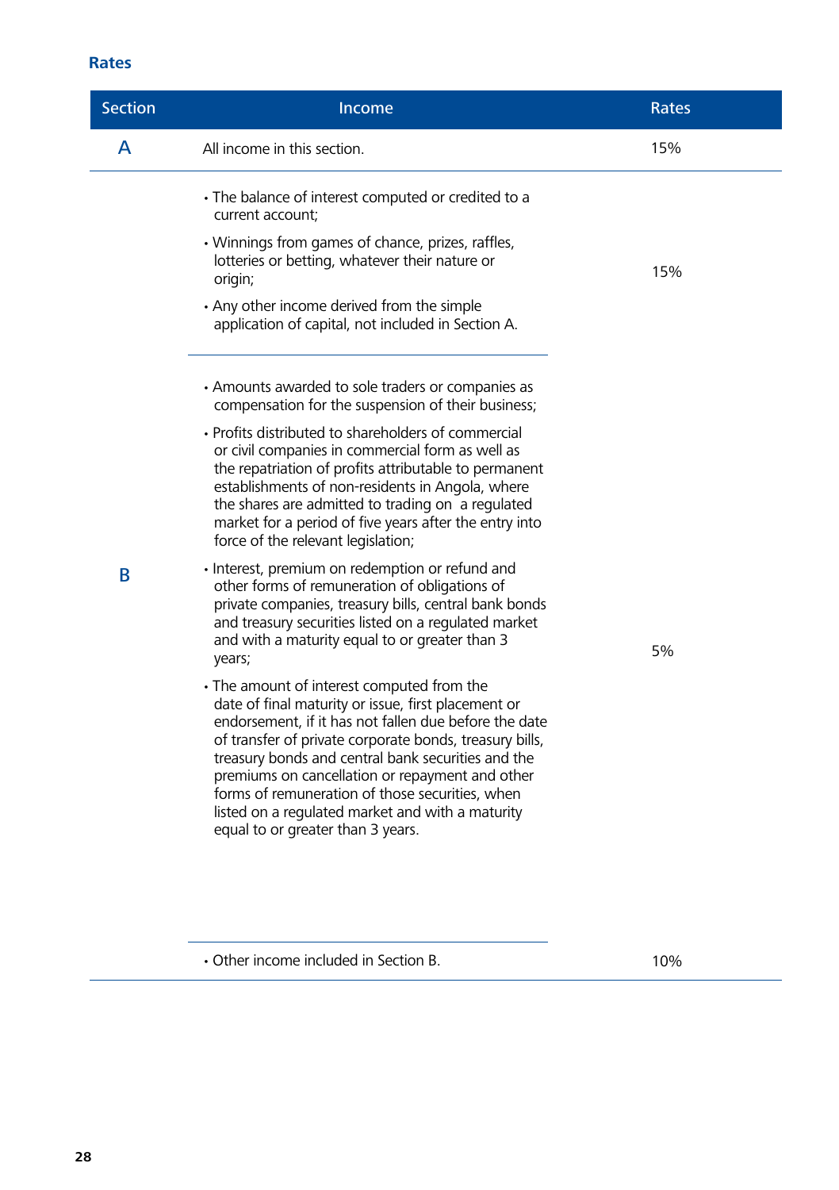### Rates

| Section | Income | Rates |
|---|---|---|
| A | All income in this section. | 15% |
| B | • The balance of interest computed or credited to a current account;<br>• Winnings from games of chance, prizes, raffles, lotteries or betting, whatever their nature or origin;<br>• Any other income derived from the simple application of capital, not included in Section A. | 15% |
| | • Amounts awarded to sole traders or companies as compensation for the suspension of their business;<br>• Profits distributed to shareholders of commercial or civil companies in commercial form as well as the repatriation of profits attributable to permanent establishments of non-residents in Angola, where the shares are admitted to trading on a regulated market for a period of five years after the entry into force of the relevant legislation;<br>• Interest, premium on redemption or refund and other forms of remuneration of obligations of private companies, treasury bills, central bank bonds and treasury securities listed on a regulated market and with a maturity equal to or greater than 3 years;<br>• The amount of interest computed from the date of final maturity or issue, first placement or endorsement, if it has not fallen due before the date of transfer of private corporate bonds, treasury bills, treasury bonds and central bank securities and the premiums on cancellation or repayment and other forms of remuneration of those securities, when listed on a regulated market and with a maturity equal to or greater than 3 years. | 5% |
| | • Other income included in Section B. | 10% |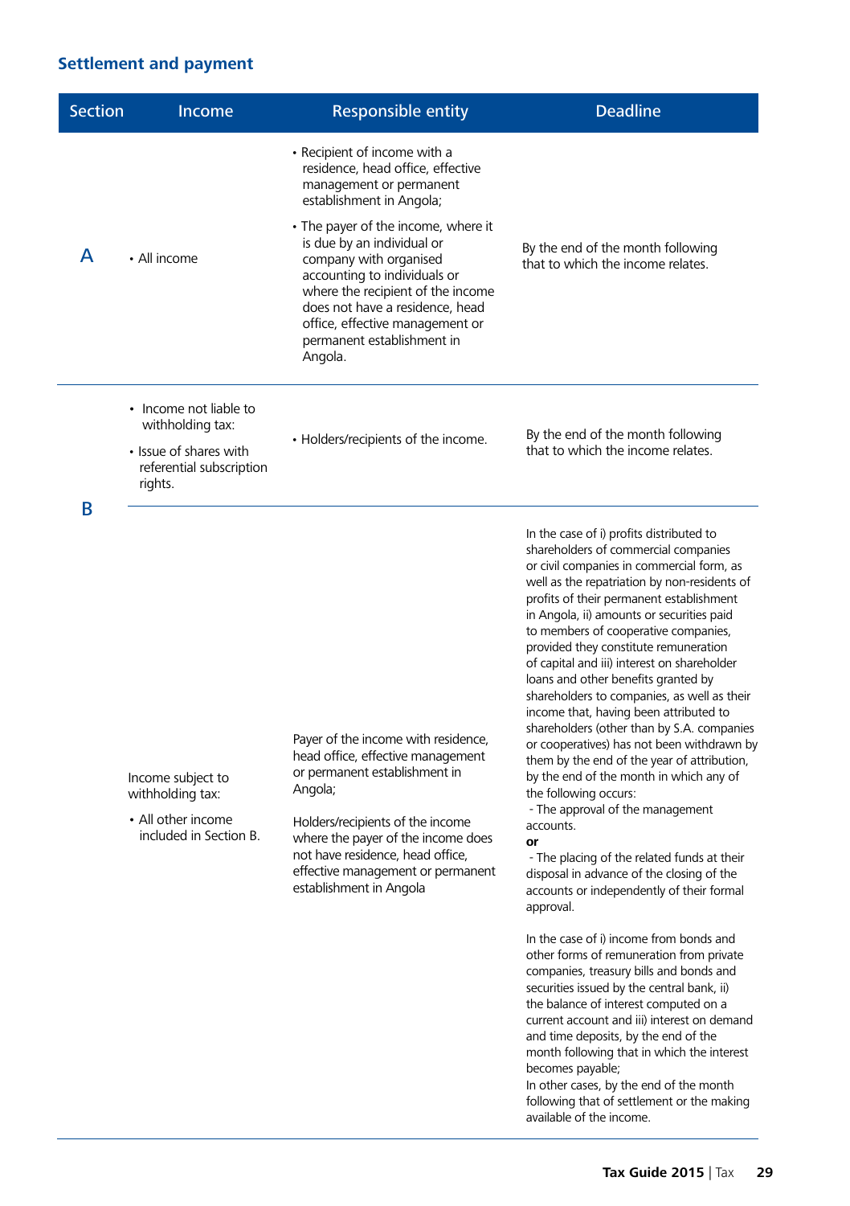## Settlement and payment

| Section | Income | Responsible entity | Deadline |
|---|---|---|---|
| A | • All income | • Recipient of income with a residence, head office, effective management or permanent establishment in Angola;<br>• The payer of the income, where it is due by an individual or company with organised accounting to individuals or where the recipient of the income does not have a residence, head office, effective management or permanent establishment in Angola. | By the end of the month following that to which the income relates. |
| B | • Income not liable to withholding tax:<br>• Issue of shares with referential subscription rights. | • Holders/recipients of the income. | By the end of the month following that to which the income relates. |
| | Income subject to withholding tax:<br>• All other income included in Section B. | Payer of the income with residence, head office, effective management or permanent establishment in Angola;<br><br>Holders/recipients of the income where the payer of the income does not have residence, head office, effective management or permanent establishment in Angola | In the case of i) profits distributed to shareholders of commercial companies or civil companies in commercial form, as well as the repatriation by non-residents of profits of their permanent establishment in Angola, ii) amounts or securities paid to members of cooperative companies, provided they constitute remuneration of capital and iii) interest on shareholder loans and other benefits granted by shareholders to companies, as well as their income that, having been attributed to shareholders (other than by S.A. companies or cooperatives) has not been withdrawn by them by the end of the year of attribution, by the end of the month in which any of the following occurs:<br>- The approval of the management accounts.<br>**or**<br>- The placing of the related funds at their disposal in advance of the closing of the accounts or independently of their formal approval.<br><br>In the case of i) income from bonds and other forms of remuneration from private companies, treasury bills and bonds and securities issued by the central bank, ii) the balance of interest computed on a current account and iii) interest on demand and time deposits, by the end of the month following that in which the interest becomes payable;<br>In other cases, by the end of the month following that of settlement or the making available of the income. |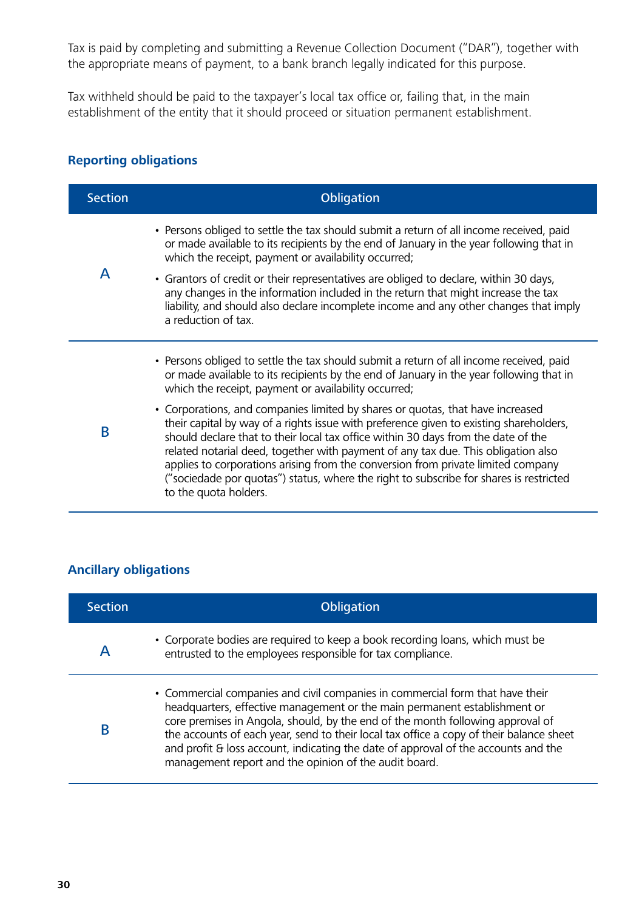Tax is paid by completing and submitting a Revenue Collection Document ("DAR"), together with the appropriate means of payment, to a bank branch legally indicated for this purpose.

Tax withheld should be paid to the taxpayer's local tax office or, failing that, in the main establishment of the entity that it should proceed or situation permanent establishment.

### Reporting obligations

| Section | Obligation |
|---|---|
| A | • Persons obliged to settle the tax should submit a return of all income received, paid or made available to its recipients by the end of January in the year following that in which the receipt, payment or availability occurred;<br>• Grantors of credit or their representatives are obliged to declare, within 30 days, any changes in the information included in the return that might increase the tax liability, and should also declare incomplete income and any other changes that imply a reduction of tax. |
| B | • Persons obliged to settle the tax should submit a return of all income received, paid or made available to its recipients by the end of January in the year following that in which the receipt, payment or availability occurred;<br>• Corporations, and companies limited by shares or quotas, that have increased their capital by way of a rights issue with preference given to existing shareholders, should declare that to their local tax office within 30 days from the date of the related notarial deed, together with payment of any tax due. This obligation also applies to corporations arising from the conversion from private limited company ("sociedade por quotas") status, where the right to subscribe for shares is restricted to the quota holders. |

### Ancillary obligations

| Section | Obligation |
|---|---|
| A | • Corporate bodies are required to keep a book recording loans, which must be entrusted to the employees responsible for tax compliance. |
| B | • Commercial companies and civil companies in commercial form that have their headquarters, effective management or the main permanent establishment or core premises in Angola, should, by the end of the month following approval of the accounts of each year, send to their local tax office a copy of their balance sheet and profit & loss account, indicating the date of approval of the accounts and the management report and the opinion of the audit board. |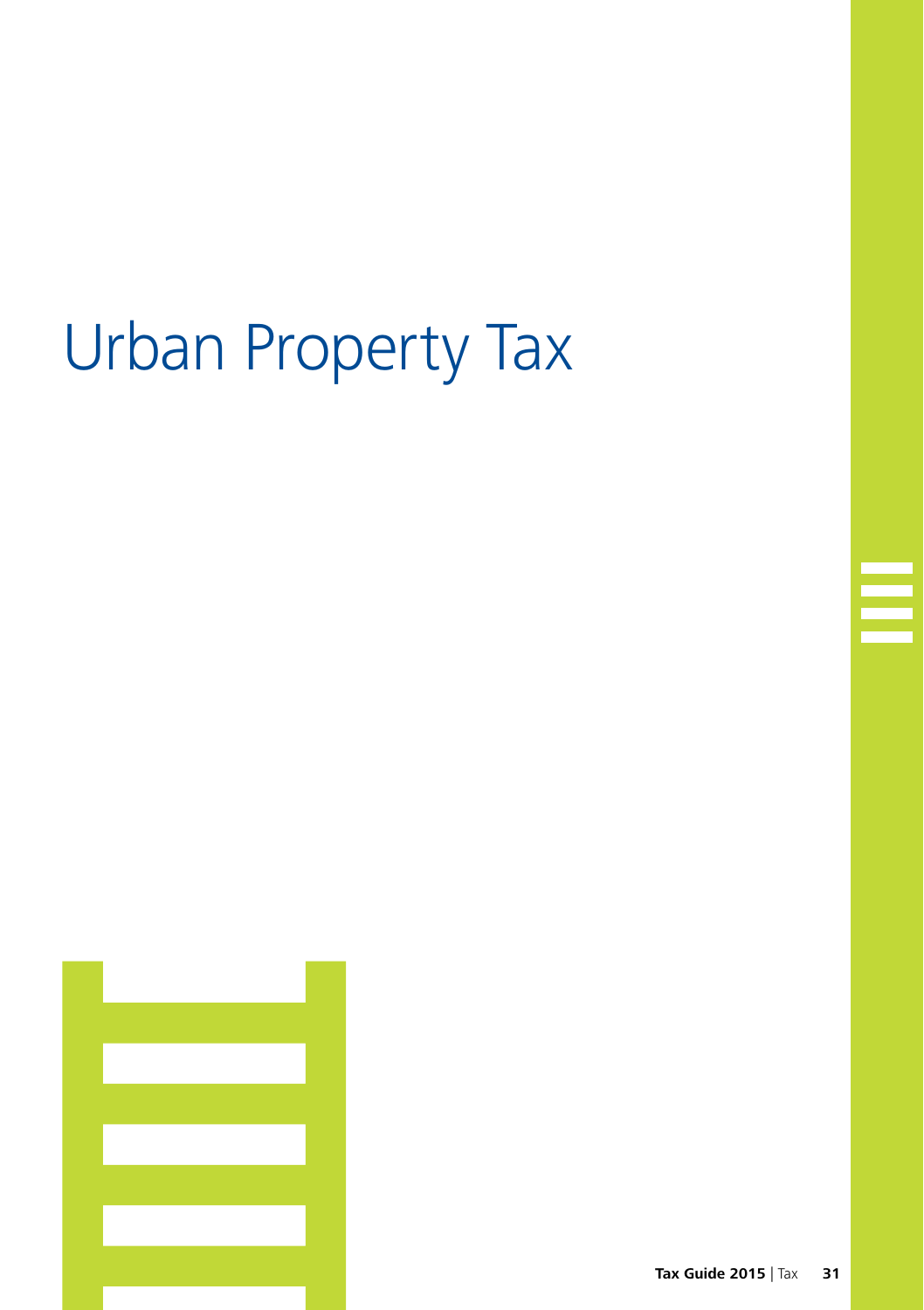# Urban Property Tax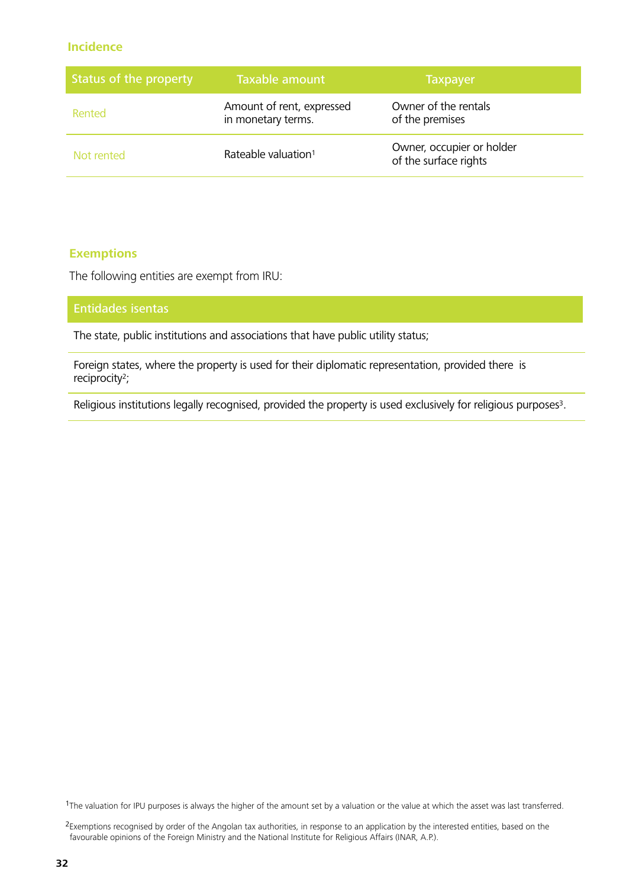## Incidence

| Status of the property | Taxable amount | Taxpayer |
|---|---|---|
| Rented | Amount of rent, expressed in monetary terms. | Owner of the rentals of the premises |
| Not rented | Rateable valuation[1] | Owner, occupier or holder of the surface rights |

## Exemptions

The following entities are exempt from IRU:

| Entidades isentas |
|---|
| The state, public institutions and associations that have public utility status; |
| Foreign states, where the property is used for their diplomatic representation, provided there is reciprocity[2]; |
| Religious institutions legally recognised, provided the property is used exclusively for religious purposes[3]. |

[1]The valuation for IPU purposes is always the higher of the amount set by a valuation or the value at which the asset was last transferred.

[2]Exemptions recognised by order of the Angolan tax authorities, in response to an application by the interested entities, based on the favourable opinions of the Foreign Ministry and the National Institute for Religious Affairs (INAR, A.P.).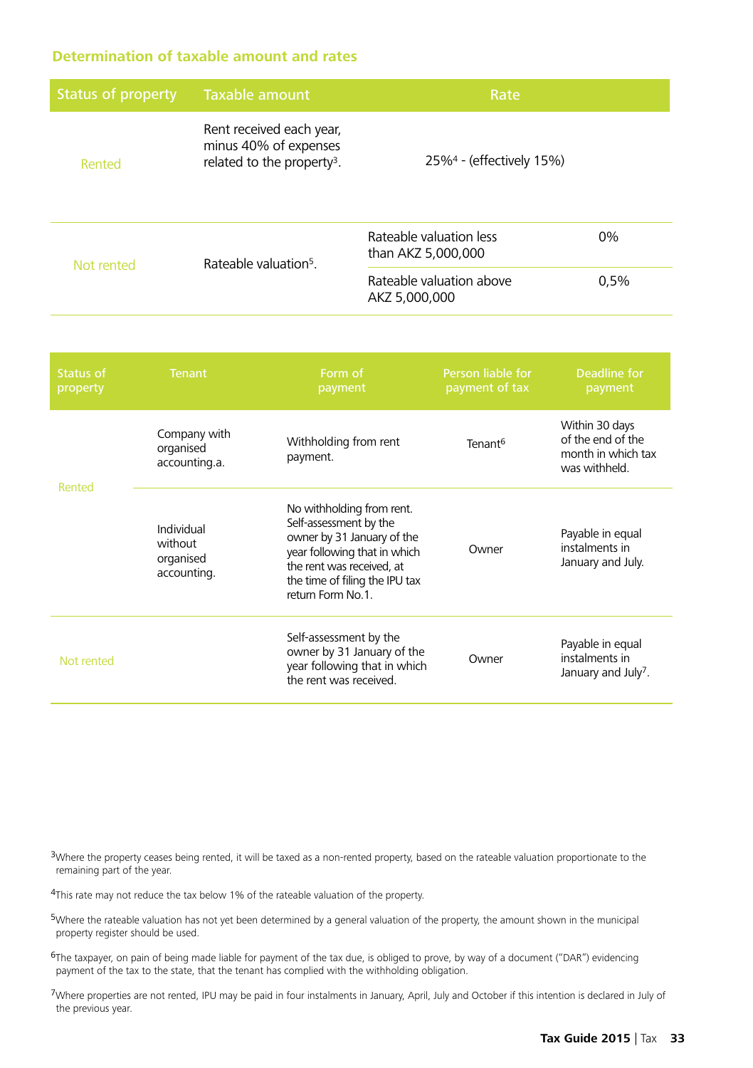### Determination of taxable amount and rates

| Status of property | Taxable amount | Rate | |
|---|---|---|---|
| Rented | Rent received each year, minus 40% of expenses related to the property[3]. | 25%[4] - (effectively 15%) | |
| Not rented | Rateable valuation[5]. | Rateable valuation less than AKZ 5,000,000 | 0% |
| | | Rateable valuation above AKZ 5,000,000 | 0,5% |

| Status of property | Tenant | Form of payment | Person liable for payment of tax | Deadline for payment |
|---|---|---|---|---|
| Rented | Company with organised accounting.a. | Withholding from rent payment. | Tenant[6] | Within 30 days of the end of the month in which tax was withheld. |
| | Individual without organised accounting. | No withholding from rent. Self-assessment by the owner by 31 January of the year following that in which the rent was received, at the time of filing the IPU tax return Form No.1. | Owner | Payable in equal instalments in January and July. |
| Not rented | | Self-assessment by the owner by 31 January of the year following that in which the rent was received. | Owner | Payable in equal instalments in January and July[7]. |

[3]Where the property ceases being rented, it will be taxed as a non-rented property, based on the rateable valuation proportionate to the remaining part of the year.

[4]This rate may not reduce the tax below 1% of the rateable valuation of the property.

[5]Where the rateable valuation has not yet been determined by a general valuation of the property, the amount shown in the municipal property register should be used.

[6]The taxpayer, on pain of being made liable for payment of the tax due, is obliged to prove, by way of a document ("DAR") evidencing payment of the tax to the state, that the tenant has complied with the withholding obligation.

[7]Where properties are not rented, IPU may be paid in four instalments in January, April, July and October if this intention is declared in July of the previous year.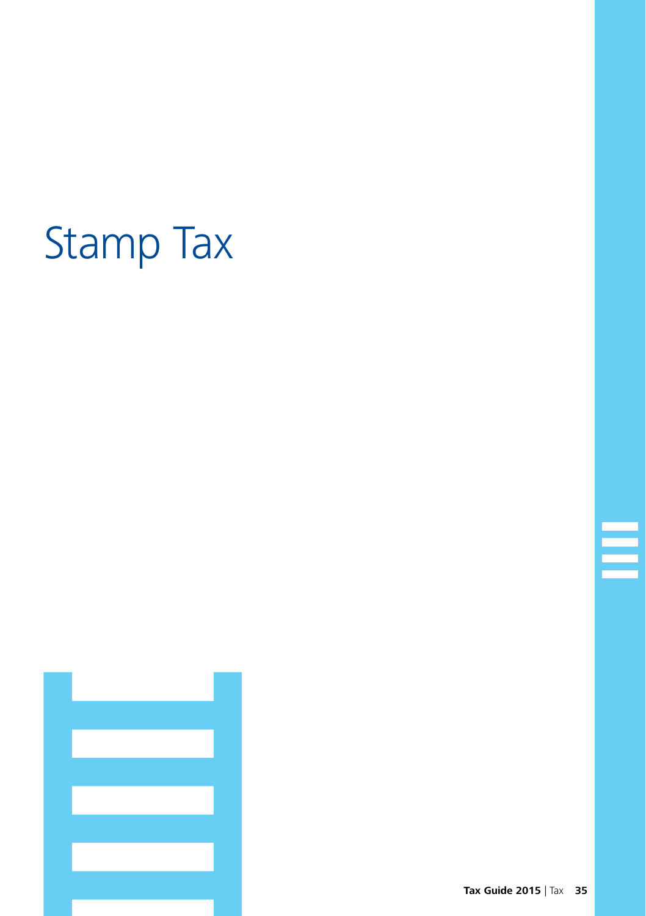# Stamp Tax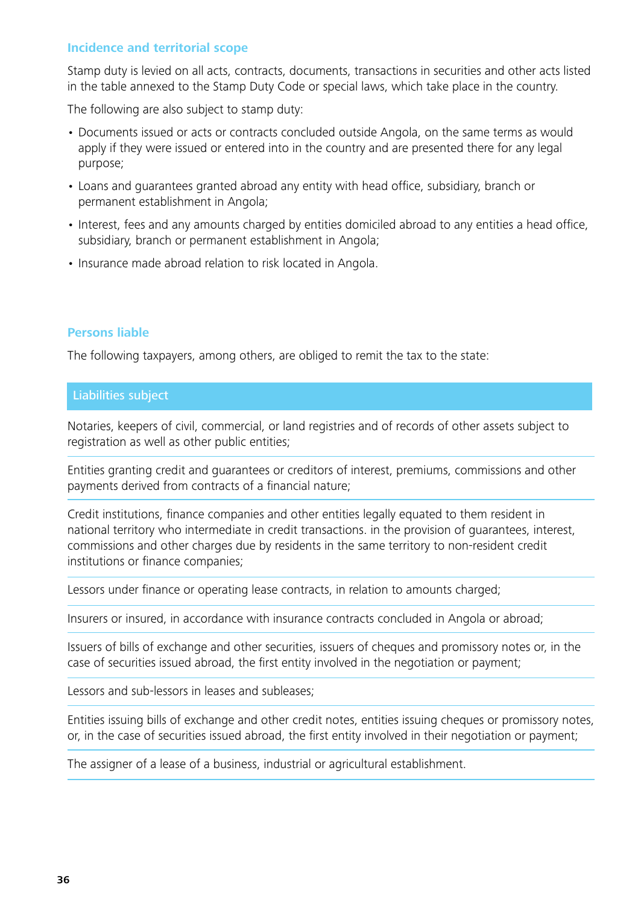### Incidence and territorial scope

Stamp duty is levied on all acts, contracts, documents, transactions in securities and other acts listed in the table annexed to the Stamp Duty Code or special laws, which take place in the country.

The following are also subject to stamp duty:

- Documents issued or acts or contracts concluded outside Angola, on the same terms as would apply if they were issued or entered into in the country and are presented there for any legal purpose;
- Loans and guarantees granted abroad any entity with head office, subsidiary, branch or permanent establishment in Angola;
- Interest, fees and any amounts charged by entities domiciled abroad to any entities a head office, subsidiary, branch or permanent establishment in Angola;
- Insurance made abroad relation to risk located in Angola.

### Persons liable

The following taxpayers, among others, are obliged to remit the tax to the state:

| Liabilities subject |
| --- |
| Notaries, keepers of civil, commercial, or land registries and of records of other assets subject to registration as well as other public entities; |
| Entities granting credit and guarantees or creditors of interest, premiums, commissions and other payments derived from contracts of a financial nature; |
| Credit institutions, finance companies and other entities legally equated to them resident in national territory who intermediate in credit transactions. in the provision of guarantees, interest, commissions and other charges due by residents in the same territory to non-resident credit institutions or finance companies; |
| Lessors under finance or operating lease contracts, in relation to amounts charged; |
| Insurers or insured, in accordance with insurance contracts concluded in Angola or abroad; |
| Issuers of bills of exchange and other securities, issuers of cheques and promissory notes or, in the case of securities issued abroad, the first entity involved in the negotiation or payment; |
| Lessors and sub-lessors in leases and subleases; |
| Entities issuing bills of exchange and other credit notes, entities issuing cheques or promissory notes, or, in the case of securities issued abroad, the first entity involved in their negotiation or payment; |
| The assigner of a lease of a business, industrial or agricultural establishment. |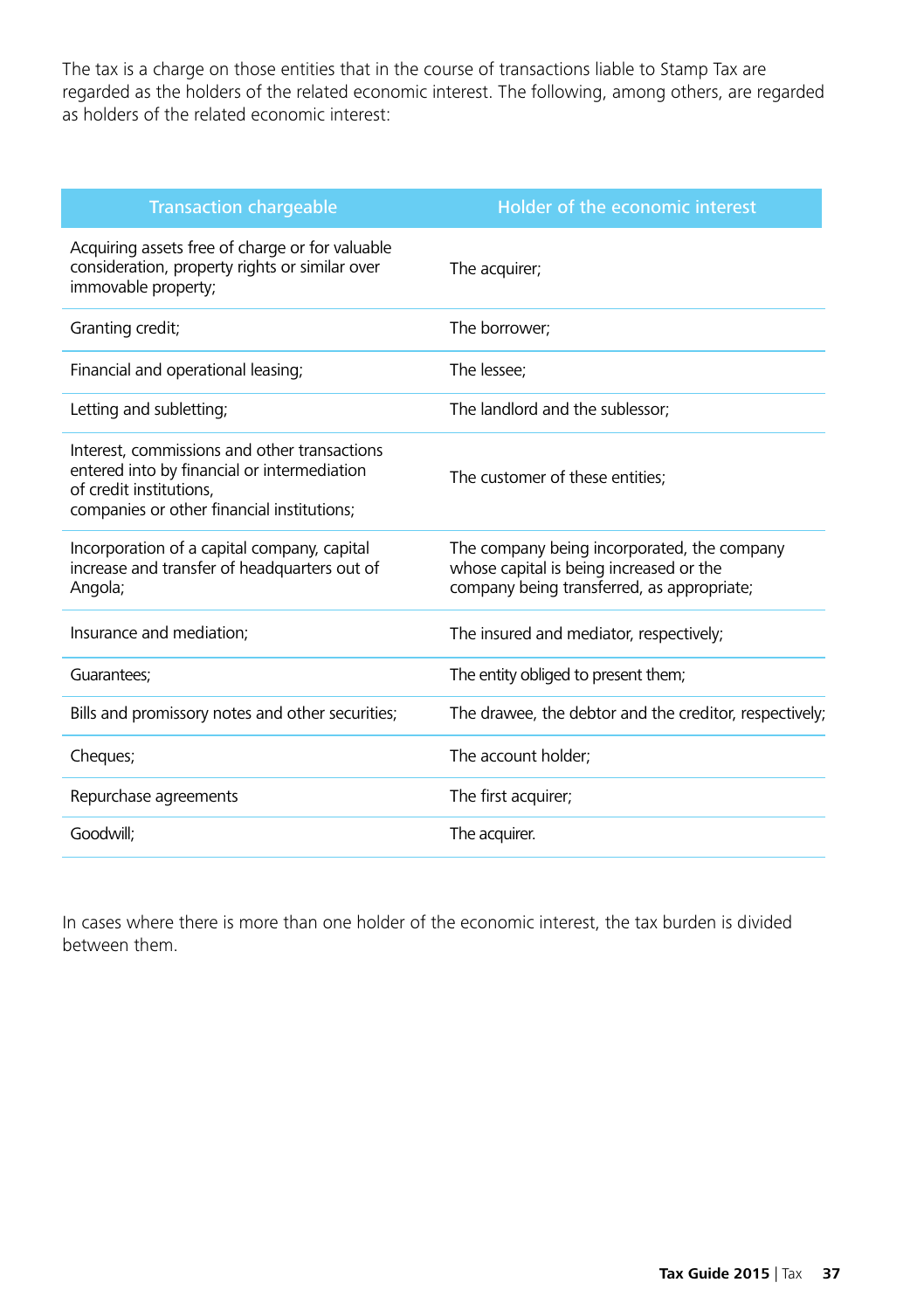The tax is a charge on those entities that in the course of transactions liable to Stamp Tax are regarded as the holders of the related economic interest. The following, among others, are regarded as holders of the related economic interest:

| Transaction chargeable | Holder of the economic interest |
| --- | --- |
| Acquiring assets free of charge or for valuable consideration, property rights or similar over immovable property; | The acquirer; |
| Granting credit; | The borrower; |
| Financial and operational leasing; | The lessee; |
| Letting and subletting; | The landlord and the sublessor; |
| Interest, commissions and other transactions entered into by financial or intermediation of credit institutions, companies or other financial institutions; | The customer of these entities; |
| Incorporation of a capital company, capital increase and transfer of headquarters out of Angola; | The company being incorporated, the company whose capital is being increased or the company being transferred, as appropriate; |
| Insurance and mediation; | The insured and mediator, respectively; |
| Guarantees; | The entity obliged to present them; |
| Bills and promissory notes and other securities; | The drawee, the debtor and the creditor, respectively; |
| Cheques; | The account holder; |
| Repurchase agreements | The first acquirer; |
| Goodwill; | The acquirer. |

In cases where there is more than one holder of the economic interest, the tax burden is divided between them.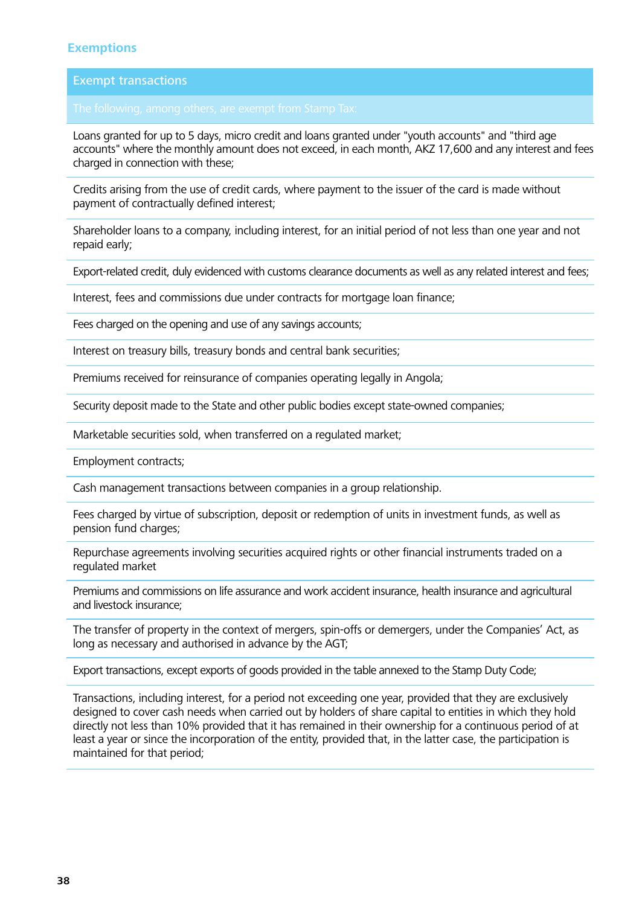## Exemptions

| Exempt transactions |
|---|
| The following, among others, are exempt from Stamp Tax: |
| Loans granted for up to 5 days, micro credit and loans granted under "youth accounts" and "third age accounts" where the monthly amount does not exceed, in each month, AKZ 17,600 and any interest and fees charged in connection with these; |
| Credits arising from the use of credit cards, where payment to the issuer of the card is made without payment of contractually defined interest; |
| Shareholder loans to a company, including interest, for an initial period of not less than one year and not repaid early; |
| Export-related credit, duly evidenced with customs clearance documents as well as any related interest and fees; |
| Interest, fees and commissions due under contracts for mortgage loan finance; |
| Fees charged on the opening and use of any savings accounts; |
| Interest on treasury bills, treasury bonds and central bank securities; |
| Premiums received for reinsurance of companies operating legally in Angola; |
| Security deposit made to the State and other public bodies except state-owned companies; |
| Marketable securities sold, when transferred on a regulated market; |
| Employment contracts; |
| Cash management transactions between companies in a group relationship. |
| Fees charged by virtue of subscription, deposit or redemption of units in investment funds, as well as pension fund charges; |
| Repurchase agreements involving securities acquired rights or other financial instruments traded on a regulated market |
| Premiums and commissions on life assurance and work accident insurance, health insurance and agricultural and livestock insurance; |
| The transfer of property in the context of mergers, spin-offs or demergers, under the Companies' Act, as long as necessary and authorised in advance by the AGT; |
| Export transactions, except exports of goods provided in the table annexed to the Stamp Duty Code; |
| Transactions, including interest, for a period not exceeding one year, provided that they are exclusively designed to cover cash needs when carried out by holders of share capital to entities in which they hold directly not less than 10% provided that it has remained in their ownership for a continuous period of at least a year or since the incorporation of the entity, provided that, in the latter case, the participation is maintained for that period; |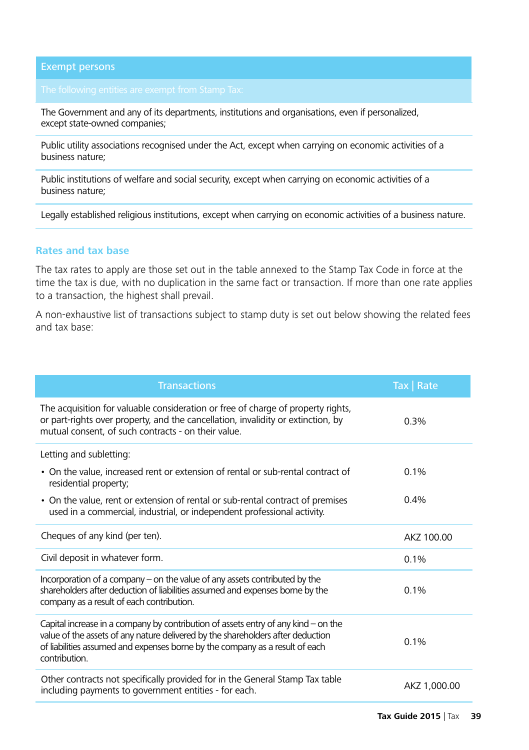| Exempt persons |
|---|
| The following entities are exempt from Stamp Tax: |
| The Government and any of its departments, institutions and organisations, even if personalized, except state-owned companies; |
| Public utility associations recognised under the Act, except when carrying on economic activities of a business nature; |
| Public institutions of welfare and social security, except when carrying on economic activities of a business nature; |
| Legally established religious institutions, except when carrying on economic activities of a business nature. |

## Rates and tax base

The tax rates to apply are those set out in the table annexed to the Stamp Tax Code in force at the time the tax is due, with no duplication in the same fact or transaction. If more than one rate applies to a transaction, the highest shall prevail.

A non-exhaustive list of transactions subject to stamp duty is set out below showing the related fees and tax base:

| Transactions | Tax \| Rate |
|---|---|
| The acquisition for valuable consideration or free of charge of property rights, or part-rights over property, and the cancellation, invalidity or extinction, by mutual consent, of such contracts - on their value. | 0.3% |
| Letting and subletting: | |
| • On the value, increased rent or extension of rental or sub-rental contract of residential property; | 0.1% |
| • On the value, rent or extension of rental or sub-rental contract of premises used in a commercial, industrial, or independent professional activity. | 0.4% |
| Cheques of any kind (per ten). | AKZ 100.00 |
| Civil deposit in whatever form. | 0.1% |
| Incorporation of a company – on the value of any assets contributed by the shareholders after deduction of liabilities assumed and expenses borne by the company as a result of each contribution. | 0.1% |
| Capital increase in a company by contribution of assets entry of any kind – on the value of the assets of any nature delivered by the shareholders after deduction of liabilities assumed and expenses borne by the company as a result of each contribution. | 0.1% |
| Other contracts not specifically provided for in the General Stamp Tax table including payments to government entities - for each. | AKZ 1,000.00 |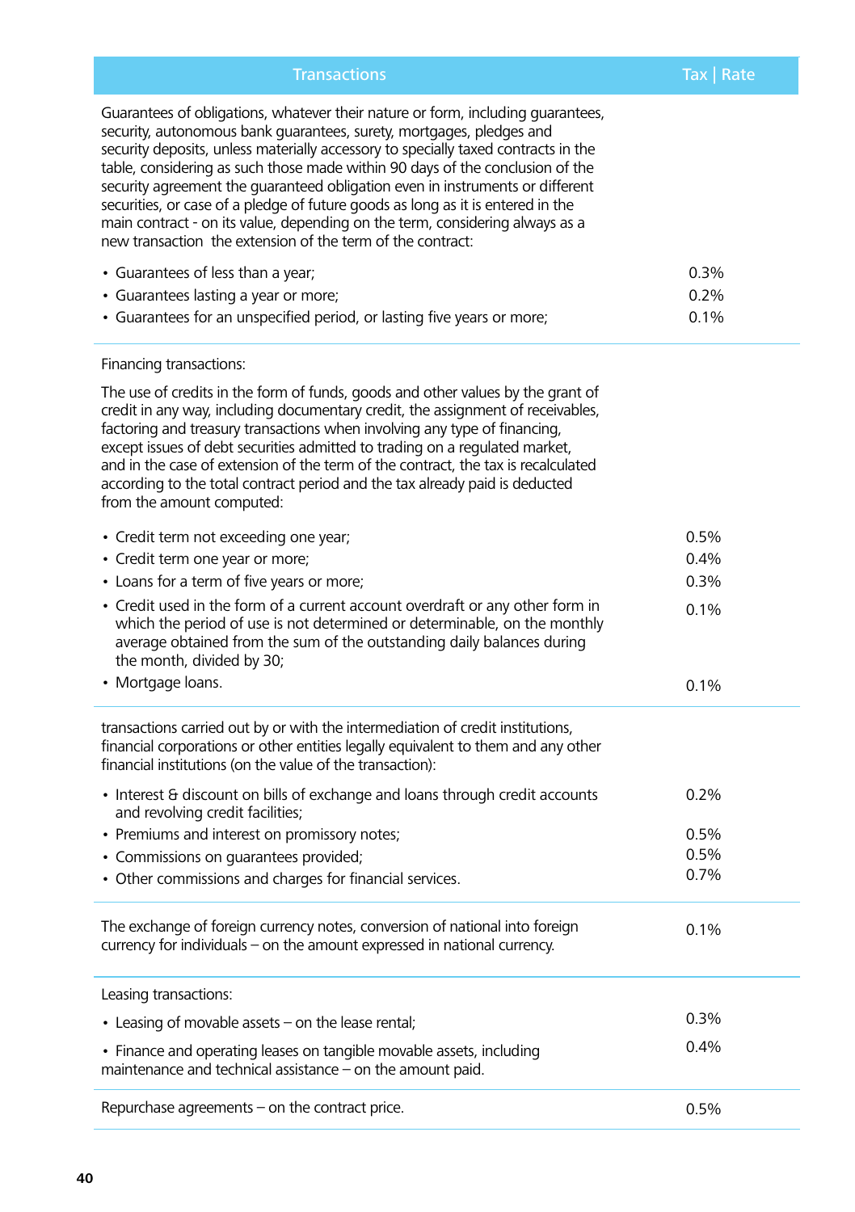| Transactions | Tax \| Rate |
|---|---|
| Guarantees of obligations, whatever their nature or form, including guarantees, security, autonomous bank guarantees, surety, mortgages, pledges and security deposits, unless materially accessory to specially taxed contracts in the table, considering as such those made within 90 days of the conclusion of the security agreement the guaranteed obligation even in instruments or different securities, or case of a pledge of future goods as long as it is entered in the main contract - on its value, depending on the term, considering always as a new transaction the extension of the term of the contract: | |
| • Guarantees of less than a year; | 0.3% |
| • Guarantees lasting a year or more; | 0.2% |
| • Guarantees for an unspecified period, or lasting five years or more; | 0.1% |
| Financing transactions:<br><br>The use of credits in the form of funds, goods and other values by the grant of credit in any way, including documentary credit, the assignment of receivables, factoring and treasury transactions when involving any type of financing, except issues of debt securities admitted to trading on a regulated market, and in the case of extension of the term of the contract, the tax is recalculated according to the total contract period and the tax already paid is deducted from the amount computed: | |
| • Credit term not exceeding one year; | 0.5% |
| • Credit term one year or more; | 0.4% |
| • Loans for a term of five years or more; | 0.3% |
| • Credit used in the form of a current account overdraft or any other form in which the period of use is not determined or determinable, on the monthly average obtained from the sum of the outstanding daily balances during the month, divided by 30; | 0.1% |
| • Mortgage loans. | 0.1% |
| transactions carried out by or with the intermediation of credit institutions, financial corporations or other entities legally equivalent to them and any other financial institutions (on the value of the transaction): | |
| • Interest & discount on bills of exchange and loans through credit accounts and revolving credit facilities; | 0.2% |
| • Premiums and interest on promissory notes; | 0.5% |
| • Commissions on guarantees provided; | 0.5% |
| • Other commissions and charges for financial services. | 0.7% |
| The exchange of foreign currency notes, conversion of national into foreign currency for individuals – on the amount expressed in national currency. | 0.1% |
| Leasing transactions: | |
| • Leasing of movable assets – on the lease rental; | 0.3% |
| • Finance and operating leases on tangible movable assets, including maintenance and technical assistance – on the amount paid. | 0.4% |
| Repurchase agreements – on the contract price. | 0.5% |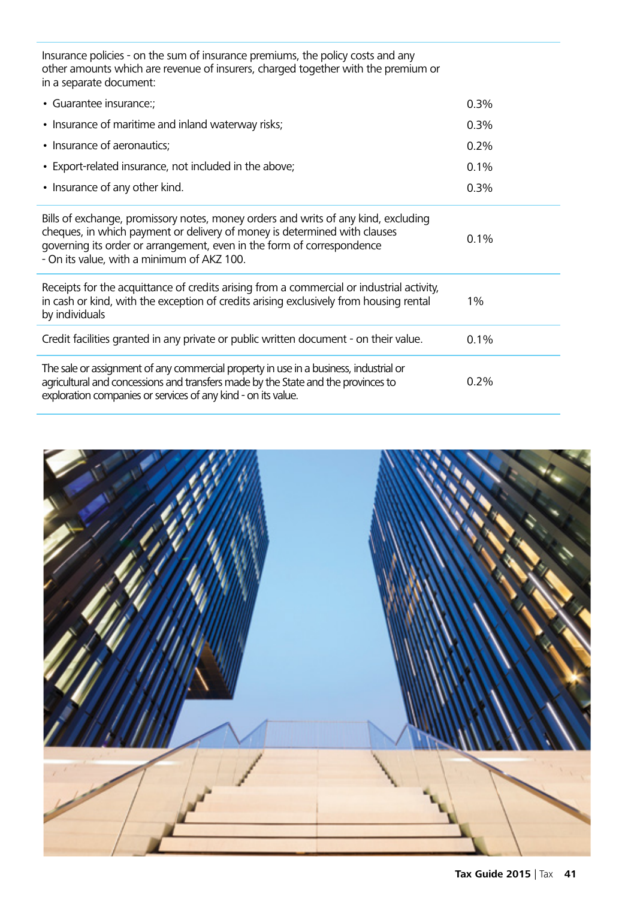| | |
|---|---|
| Insurance policies - on the sum of insurance premiums, the policy costs and any other amounts which are revenue of insurers, charged together with the premium or in a separate document: | |
| • Guarantee insurance:; | 0.3% |
| • Insurance of maritime and inland waterway risks; | 0.3% |
| • Insurance of aeronautics; | 0.2% |
| • Export-related insurance, not included in the above; | 0.1% |
| • Insurance of any other kind. | 0.3% |
| Bills of exchange, promissory notes, money orders and writs of any kind, excluding cheques, in which payment or delivery of money is determined with clauses governing its order or arrangement, even in the form of correspondence - On its value, with a minimum of AKZ 100. | 0.1% |
| Receipts for the acquittance of credits arising from a commercial or industrial activity, in cash or kind, with the exception of credits arising exclusively from housing rental by individuals | 1% |
| Credit facilities granted in any private or public written document - on their value. | 0.1% |
| The sale or assignment of any commercial property in use in a business, industrial or agricultural and concessions and transfers made by the State and the provinces to exploration companies or services of any kind - on its value. | 0.2% |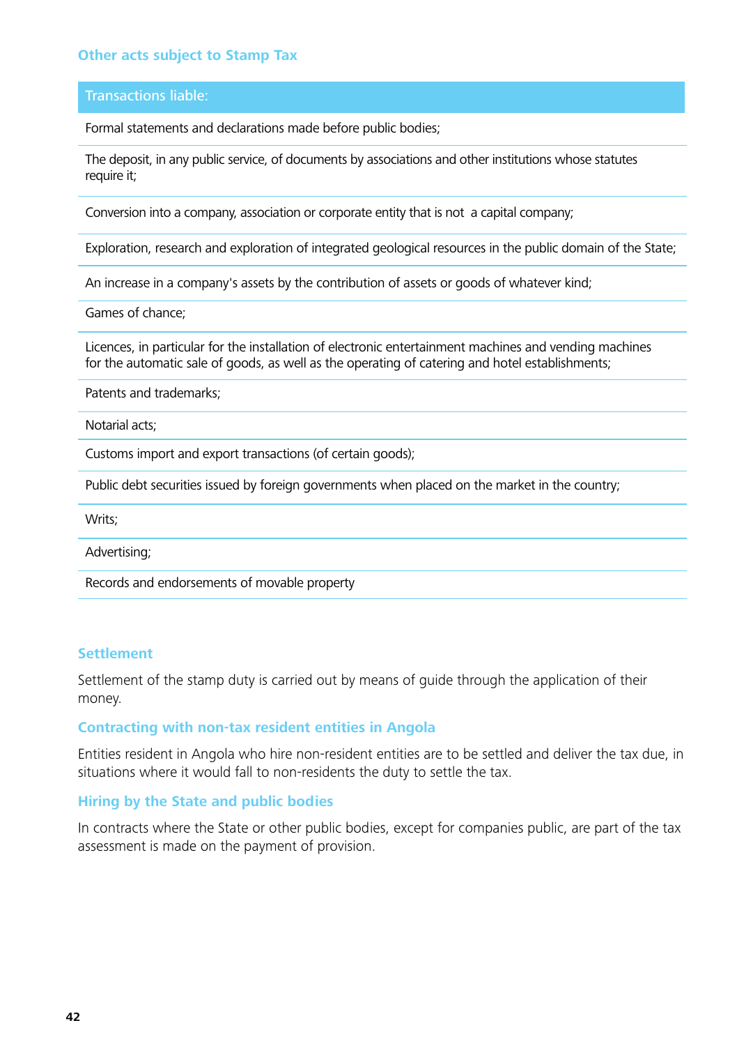### Other acts subject to Stamp Tax

| Transactions liable: |
|---|
| Formal statements and declarations made before public bodies; |
| The deposit, in any public service, of documents by associations and other institutions whose statutes require it; |
| Conversion into a company, association or corporate entity that is not a capital company; |
| Exploration, research and exploration of integrated geological resources in the public domain of the State; |
| An increase in a company's assets by the contribution of assets or goods of whatever kind; |
| Games of chance; |
| Licences, in particular for the installation of electronic entertainment machines and vending machines for the automatic sale of goods, as well as the operating of catering and hotel establishments; |
| Patents and trademarks; |
| Notarial acts; |
| Customs import and export transactions (of certain goods); |
| Public debt securities issued by foreign governments when placed on the market in the country; |
| Writs; |
| Advertising; |
| Records and endorsements of movable property |

### Settlement

Settlement of the stamp duty is carried out by means of guide through the application of their money.

### Contracting with non-tax resident entities in Angola

Entities resident in Angola who hire non-resident entities are to be settled and deliver the tax due, in situations where it would fall to non-residents the duty to settle the tax.

### Hiring by the State and public bodies

In contracts where the State or other public bodies, except for companies public, are part of the tax assessment is made on the payment of provision.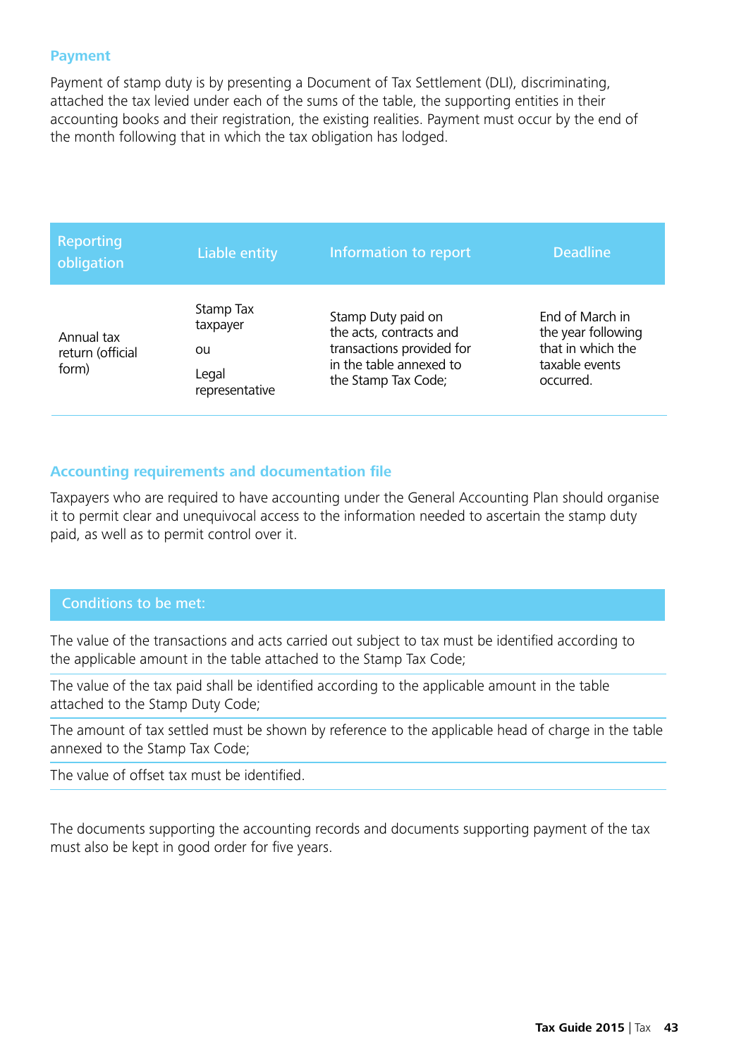## Payment

Payment of stamp duty is by presenting a Document of Tax Settlement (DLI), discriminating, attached the tax levied under each of the sums of the table, the supporting entities in their accounting books and their registration, the existing realities. Payment must occur by the end of the month following that in which the tax obligation has lodged.

| Reporting obligation | Liable entity | Information to report | Deadline |
|---|---|---|---|
| Annual tax return (official form) | Stamp Tax taxpayer<br><br>ou<br><br>Legal representative | Stamp Duty paid on the acts, contracts and transactions provided for in the table annexed to the Stamp Tax Code; | End of March in the year following that in which the taxable events occurred. |

## Accounting requirements and documentation file

Taxpayers who are required to have accounting under the General Accounting Plan should organise it to permit clear and unequivocal access to the information needed to ascertain the stamp duty paid, as well as to permit control over it.

| Conditions to be met: |
|---|
| The value of the transactions and acts carried out subject to tax must be identified according to the applicable amount in the table attached to the Stamp Tax Code; |
| The value of the tax paid shall be identified according to the applicable amount in the table attached to the Stamp Duty Code; |
| The amount of tax settled must be shown by reference to the applicable head of charge in the table annexed to the Stamp Tax Code; |
| The value of offset tax must be identified. |

The documents supporting the accounting records and documents supporting payment of the tax must also be kept in good order for five years.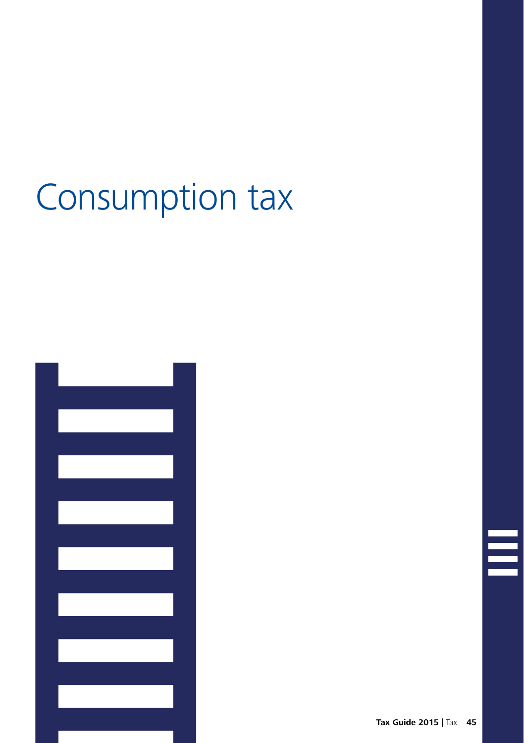# Consumption tax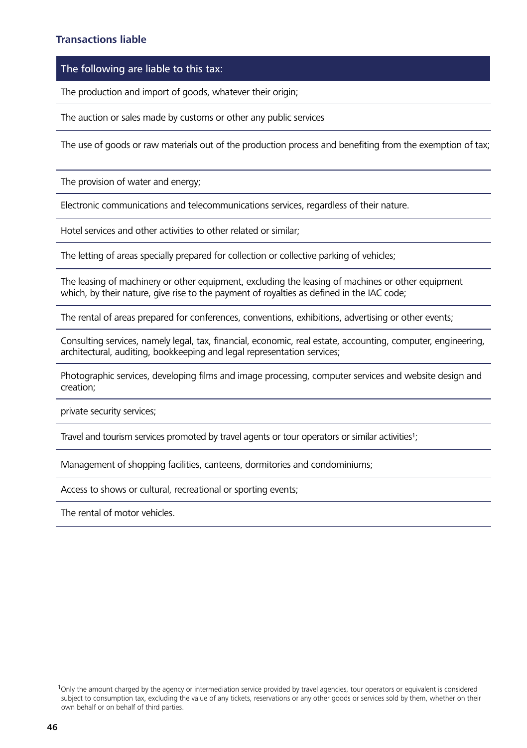### Transactions liable

| The following are liable to this tax: |
|---|
| The production and import of goods, whatever their origin; |
| The auction or sales made by customs or other any public services |
| The use of goods or raw materials out of the production process and benefiting from the exemption of tax; |
| The provision of water and energy; |
| Electronic communications and telecommunications services, regardless of their nature. |
| Hotel services and other activities to other related or similar; |
| The letting of areas specially prepared for collection or collective parking of vehicles; |
| The leasing of machinery or other equipment, excluding the leasing of machines or other equipment which, by their nature, give rise to the payment of royalties as defined in the IAC code; |
| The rental of areas prepared for conferences, conventions, exhibitions, advertising or other events; |
| Consulting services, namely legal, tax, financial, economic, real estate, accounting, computer, engineering, architectural, auditing, bookkeeping and legal representation services; |
| Photographic services, developing films and image processing, computer services and website design and creation; |
| private security services; |
| Travel and tourism services promoted by travel agents or tour operators or similar activities[1]; |
| Management of shopping facilities, canteens, dormitories and condominiums; |
| Access to shows or cultural, recreational or sporting events; |
| The rental of motor vehicles. |

[1] Only the amount charged by the agency or intermediation service provided by travel agencies, tour operators or equivalent is considered subject to consumption tax, excluding the value of any tickets, reservations or any other goods or services sold by them, whether on their own behalf or on behalf of third parties.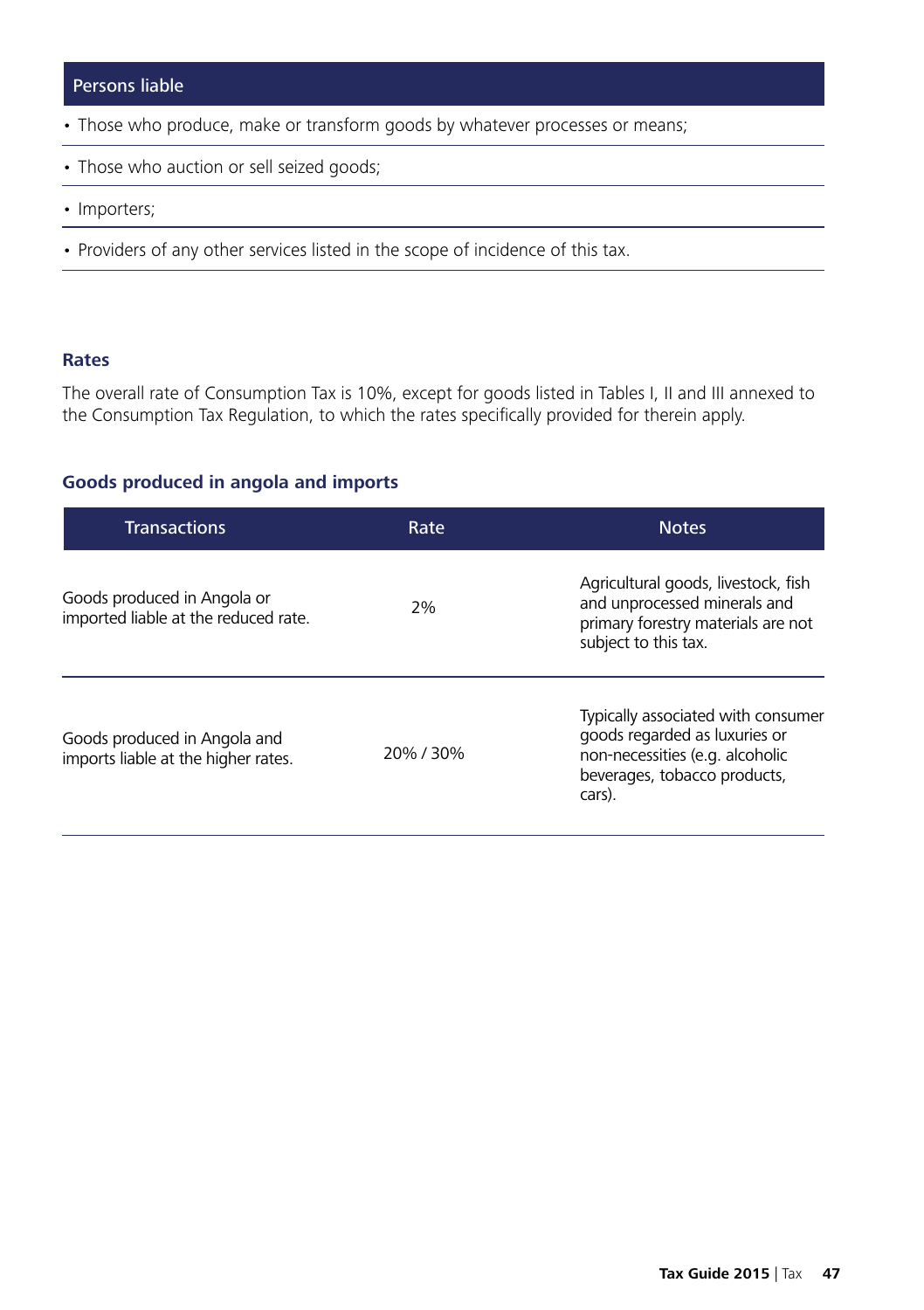| Persons liable |
| --- |
| • Those who produce, make or transform goods by whatever processes or means; |
| • Those who auction or sell seized goods; |
| • Importers; |
| • Providers of any other services listed in the scope of incidence of this tax. |

### Rates

The overall rate of Consumption Tax is 10%, except for goods listed in Tables I, II and III annexed to the Consumption Tax Regulation, to which the rates specifically provided for therein apply.

### Goods produced in angola and imports

| Transactions | Rate | Notes |
| --- | --- | --- |
| Goods produced in Angola or imported liable at the reduced rate. | 2% | Agricultural goods, livestock, fish and unprocessed minerals and primary forestry materials are not subject to this tax. |
| Goods produced in Angola and imports liable at the higher rates. | 20% / 30% | Typically associated with consumer goods regarded as luxuries or non-necessities (e.g. alcoholic beverages, tobacco products, cars). |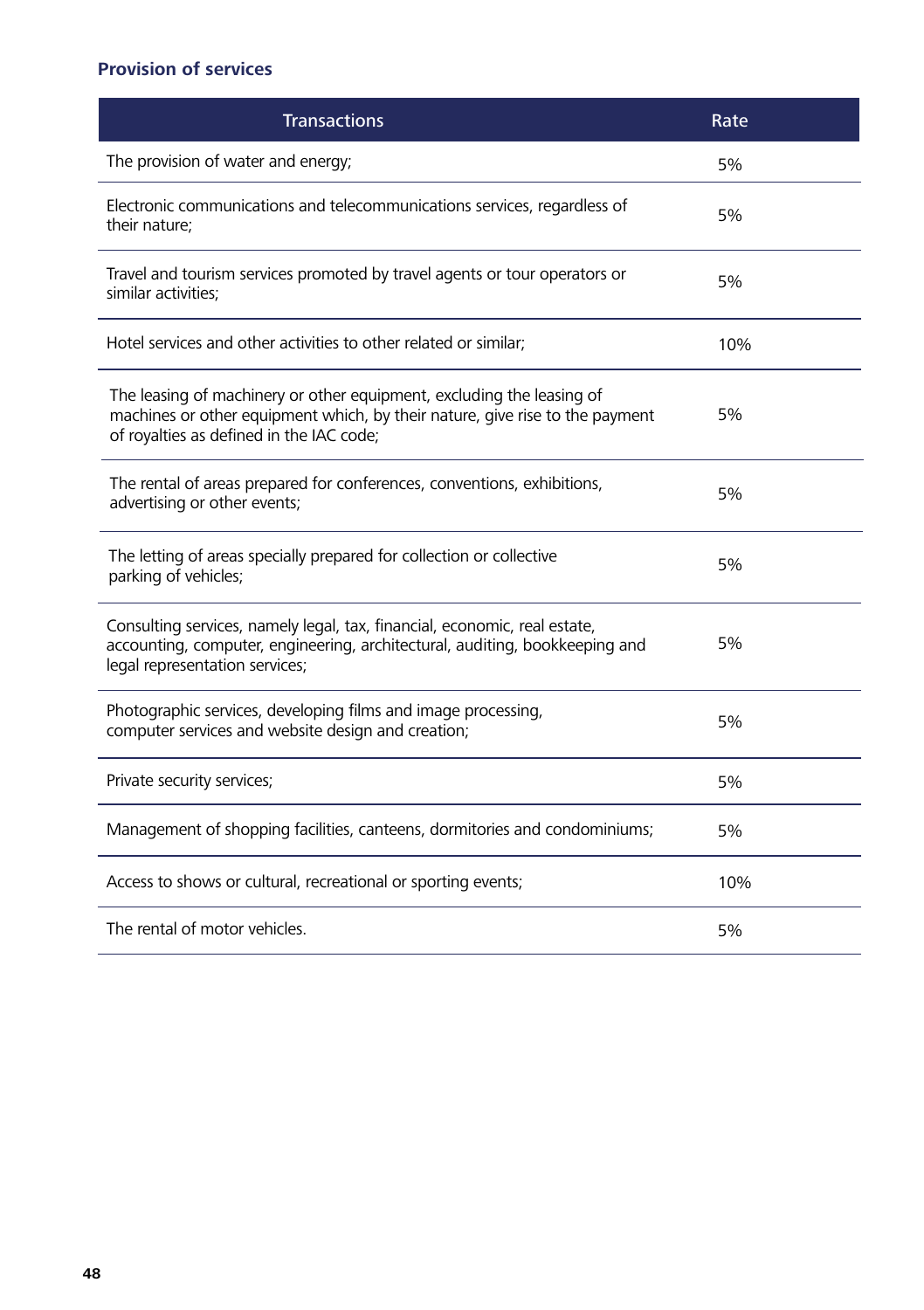### Provision of services

| Transactions | Rate |
|---|---|
| The provision of water and energy; | 5% |
| Electronic communications and telecommunications services, regardless of their nature; | 5% |
| Travel and tourism services promoted by travel agents or tour operators or similar activities; | 5% |
| Hotel services and other activities to other related or similar; | 10% |
| The leasing of machinery or other equipment, excluding the leasing of machines or other equipment which, by their nature, give rise to the payment of royalties as defined in the IAC code; | 5% |
| The rental of areas prepared for conferences, conventions, exhibitions, advertising or other events; | 5% |
| The letting of areas specially prepared for collection or collective parking of vehicles; | 5% |
| Consulting services, namely legal, tax, financial, economic, real estate, accounting, computer, engineering, architectural, auditing, bookkeeping and legal representation services; | 5% |
| Photographic services, developing films and image processing, computer services and website design and creation; | 5% |
| Private security services; | 5% |
| Management of shopping facilities, canteens, dormitories and condominiums; | 5% |
| Access to shows or cultural, recreational or sporting events; | 10% |
| The rental of motor vehicles. | 5% |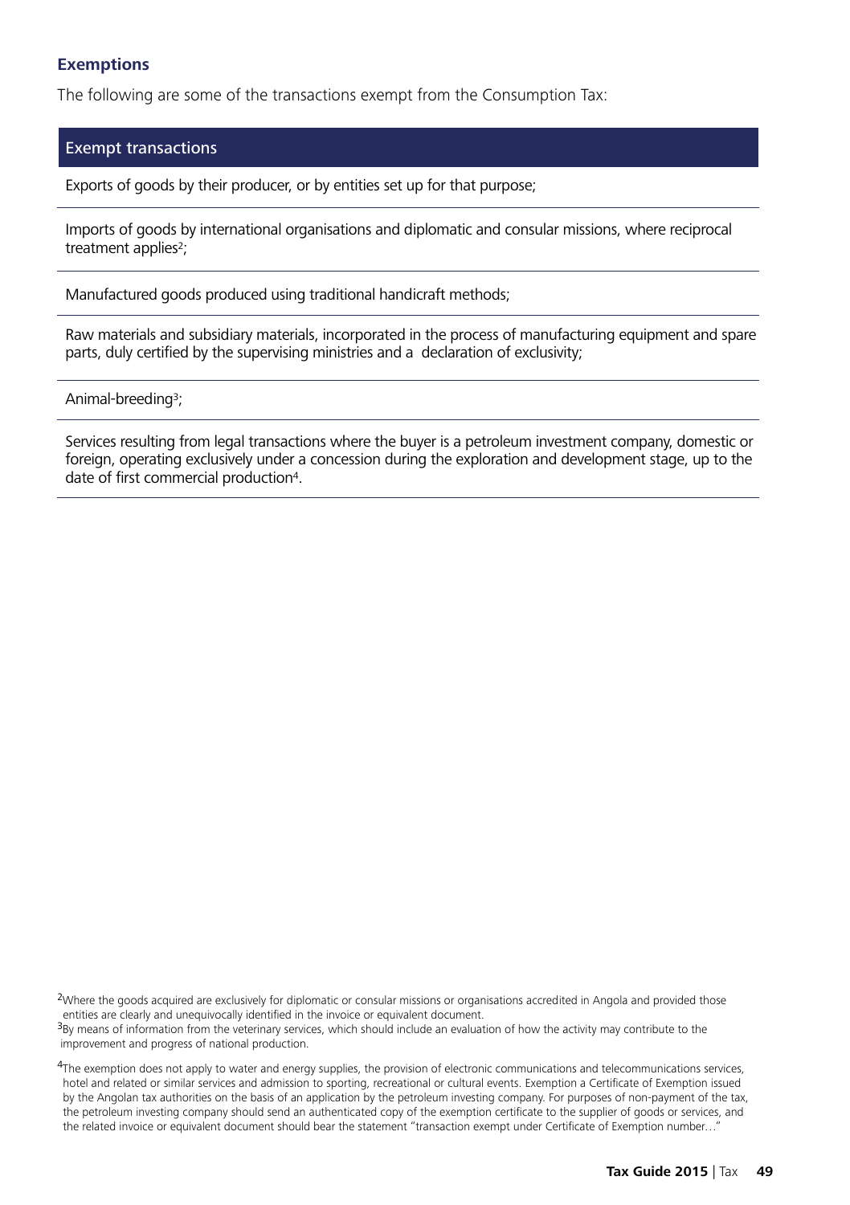### Exemptions

The following are some of the transactions exempt from the Consumption Tax:

| Exempt transactions |
| --- |
| Exports of goods by their producer, or by entities set up for that purpose; |
| Imports of goods by international organisations and diplomatic and consular missions, where reciprocal treatment applies[2]; |
| Manufactured goods produced using traditional handicraft methods; |
| Raw materials and subsidiary materials, incorporated in the process of manufacturing equipment and spare parts, duly certified by the supervising ministries and a declaration of exclusivity; |
| Animal-breeding[3]; |
| Services resulting from legal transactions where the buyer is a petroleum investment company, domestic or foreign, operating exclusively under a concession during the exploration and development stage, up to the date of first commercial production[4]. |

[2]Where the goods acquired are exclusively for diplomatic or consular missions or organisations accredited in Angola and provided those entities are clearly and unequivocally identified in the invoice or equivalent document.

[3]By means of information from the veterinary services, which should include an evaluation of how the activity may contribute to the improvement and progress of national production.

[4]The exemption does not apply to water and energy supplies, the provision of electronic communications and telecommunications services, hotel and related or similar services and admission to sporting, recreational or cultural events. Exemption a Certificate of Exemption issued by the Angolan tax authorities on the basis of an application by the petroleum investing company. For purposes of non-payment of the tax, the petroleum investing company should send an authenticated copy of the exemption certificate to the supplier of goods or services, and the related invoice or equivalent document should bear the statement "transaction exempt under Certificate of Exemption number…"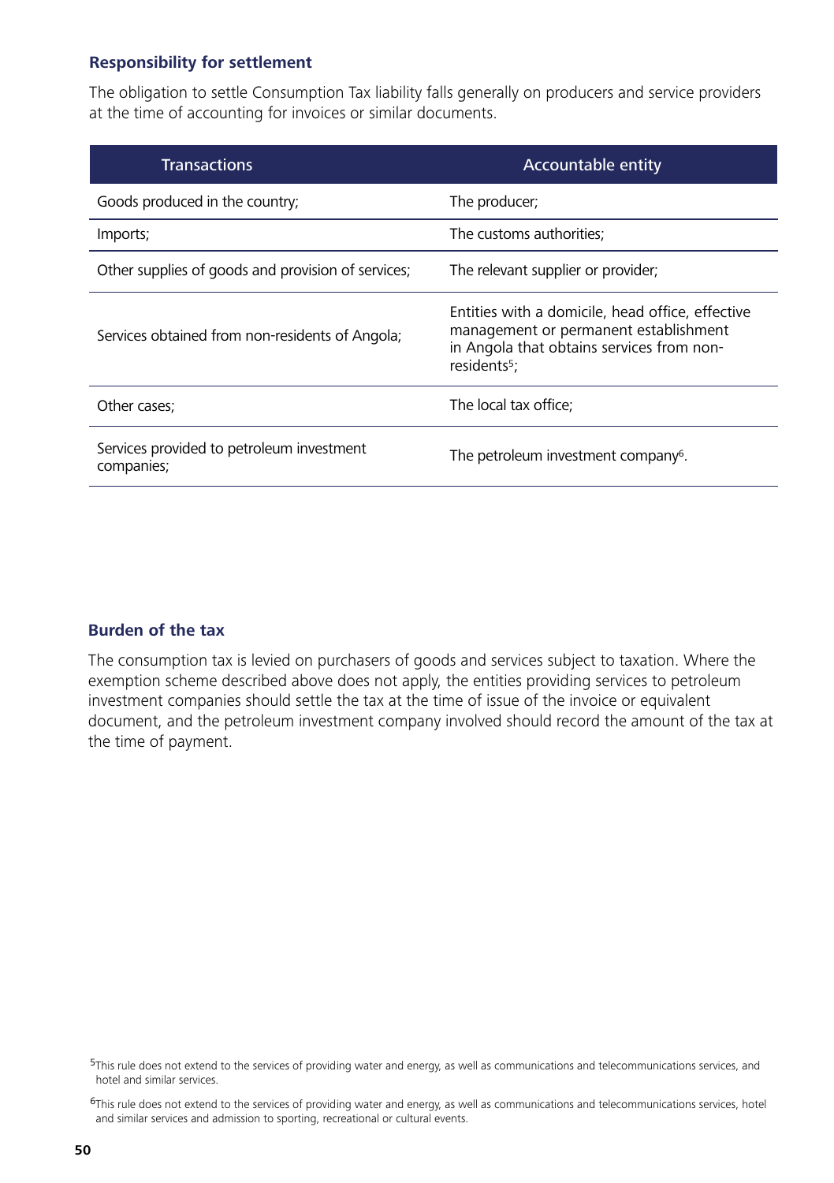### Responsibility for settlement

The obligation to settle Consumption Tax liability falls generally on producers and service providers at the time of accounting for invoices or similar documents.

| Transactions | Accountable entity |
| --- | --- |
| Goods produced in the country; | The producer; |
| Imports; | The customs authorities; |
| Other supplies of goods and provision of services; | The relevant supplier or provider; |
| Services obtained from non-residents of Angola; | Entities with a domicile, head office, effective management or permanent establishment in Angola that obtains services from non-residents[5]; |
| Other cases; | The local tax office; |
| Services provided to petroleum investment companies; | The petroleum investment company[6]. |

### Burden of the tax

The consumption tax is levied on purchasers of goods and services subject to taxation. Where the exemption scheme described above does not apply, the entities providing services to petroleum investment companies should settle the tax at the time of issue of the invoice or equivalent document, and the petroleum investment company involved should record the amount of the tax at the time of payment.

[5]This rule does not extend to the services of providing water and energy, as well as communications and telecommunications services, and hotel and similar services.

[6]This rule does not extend to the services of providing water and energy, as well as communications and telecommunications services, hotel and similar services and admission to sporting, recreational or cultural events.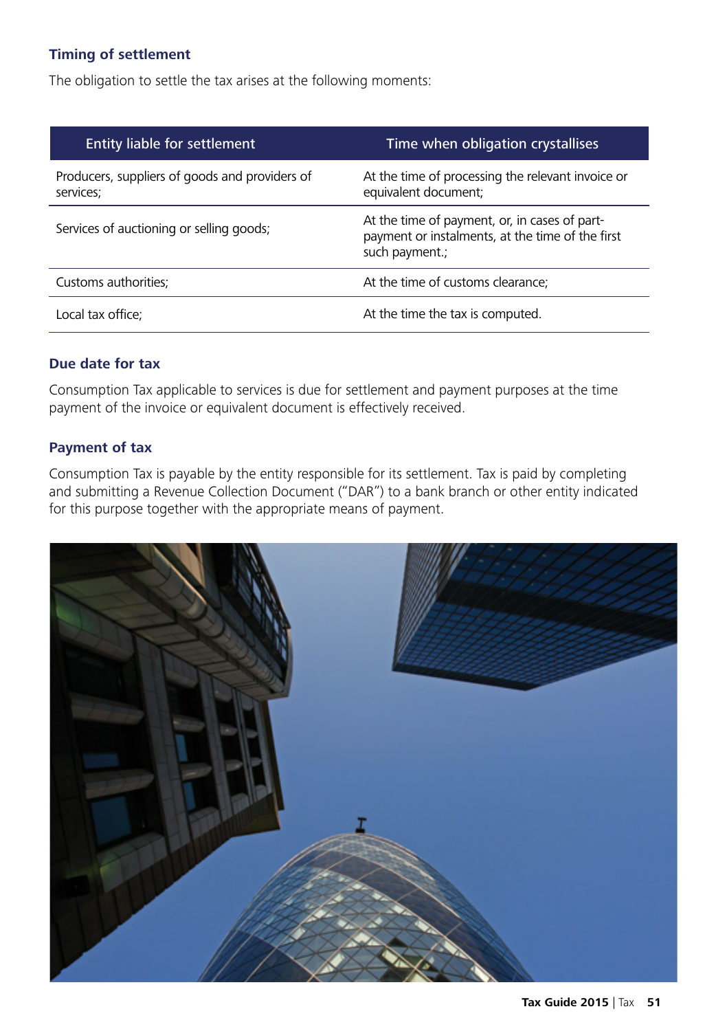### Timing of settlement

The obligation to settle the tax arises at the following moments:

| Entity liable for settlement | Time when obligation crystallises |
|---|---|
| Producers, suppliers of goods and providers of services; | At the time of processing the relevant invoice or equivalent document; |
| Services of auctioning or selling goods; | At the time of payment, or, in cases of part-payment or instalments, at the time of the first such payment.; |
| Customs authorities; | At the time of customs clearance; |
| Local tax office; | At the time the tax is computed. |

### Due date for tax

Consumption Tax applicable to services is due for settlement and payment purposes at the time payment of the invoice or equivalent document is effectively received.

### Payment of tax

Consumption Tax is payable by the entity responsible for its settlement. Tax is paid by completing and submitting a Revenue Collection Document ("DAR") to a bank branch or other entity indicated for this purpose together with the appropriate means of payment.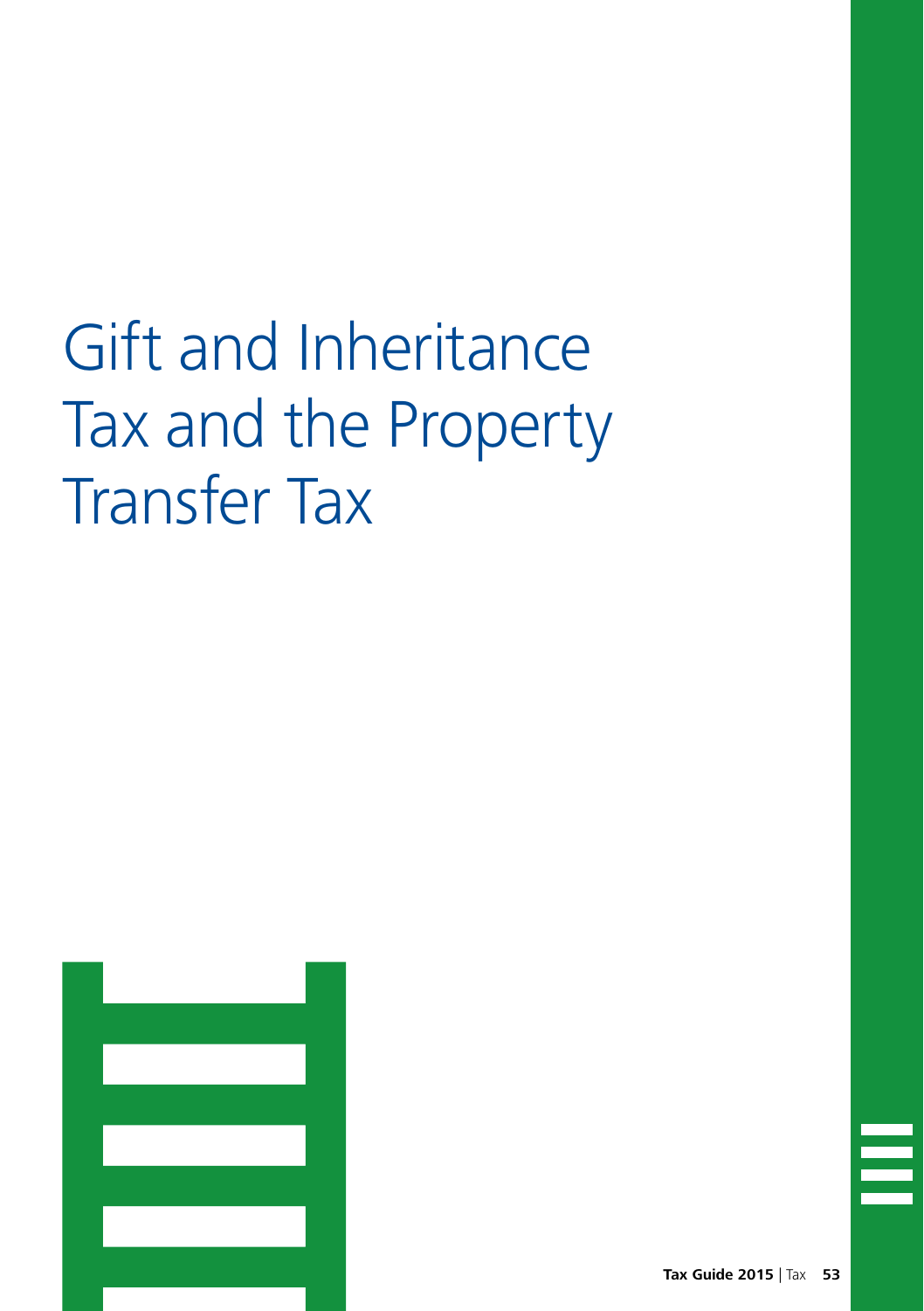# Gift and Inheritance Tax and the Property Transfer Tax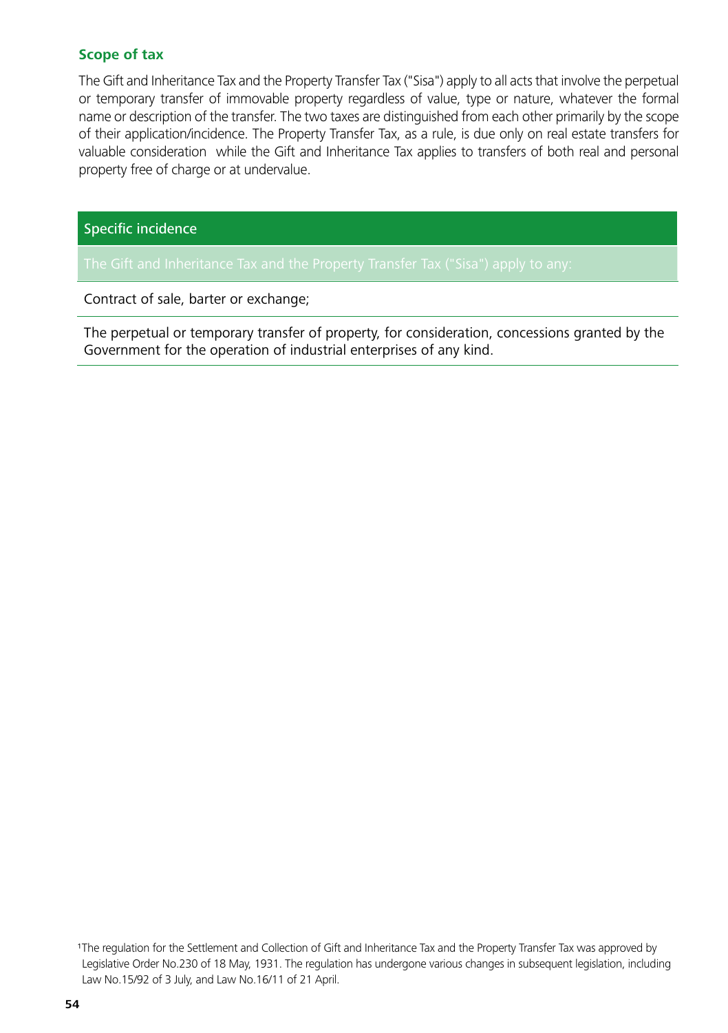### Scope of tax

The Gift and Inheritance Tax and the Property Transfer Tax ("Sisa") apply to all acts that involve the perpetual or temporary transfer of immovable property regardless of value, type or nature, whatever the formal name or description of the transfer. The two taxes are distinguished from each other primarily by the scope of their application/incidence. The Property Transfer Tax, as a rule, is due only on real estate transfers for valuable consideration while the Gift and Inheritance Tax applies to transfers of both real and personal property free of charge or at undervalue.

| Specific incidence |
| --- |
| The Gift and Inheritance Tax and the Property Transfer Tax ("Sisa") apply to any: |
| Contract of sale, barter or exchange; |
| The perpetual or temporary transfer of property, for consideration, concessions granted by the Government for the operation of industrial enterprises of any kind. |

[1] The regulation for the Settlement and Collection of Gift and Inheritance Tax and the Property Transfer Tax was approved by Legislative Order No.230 of 18 May, 1931. The regulation has undergone various changes in subsequent legislation, including Law No.15/92 of 3 July, and Law No.16/11 of 21 April.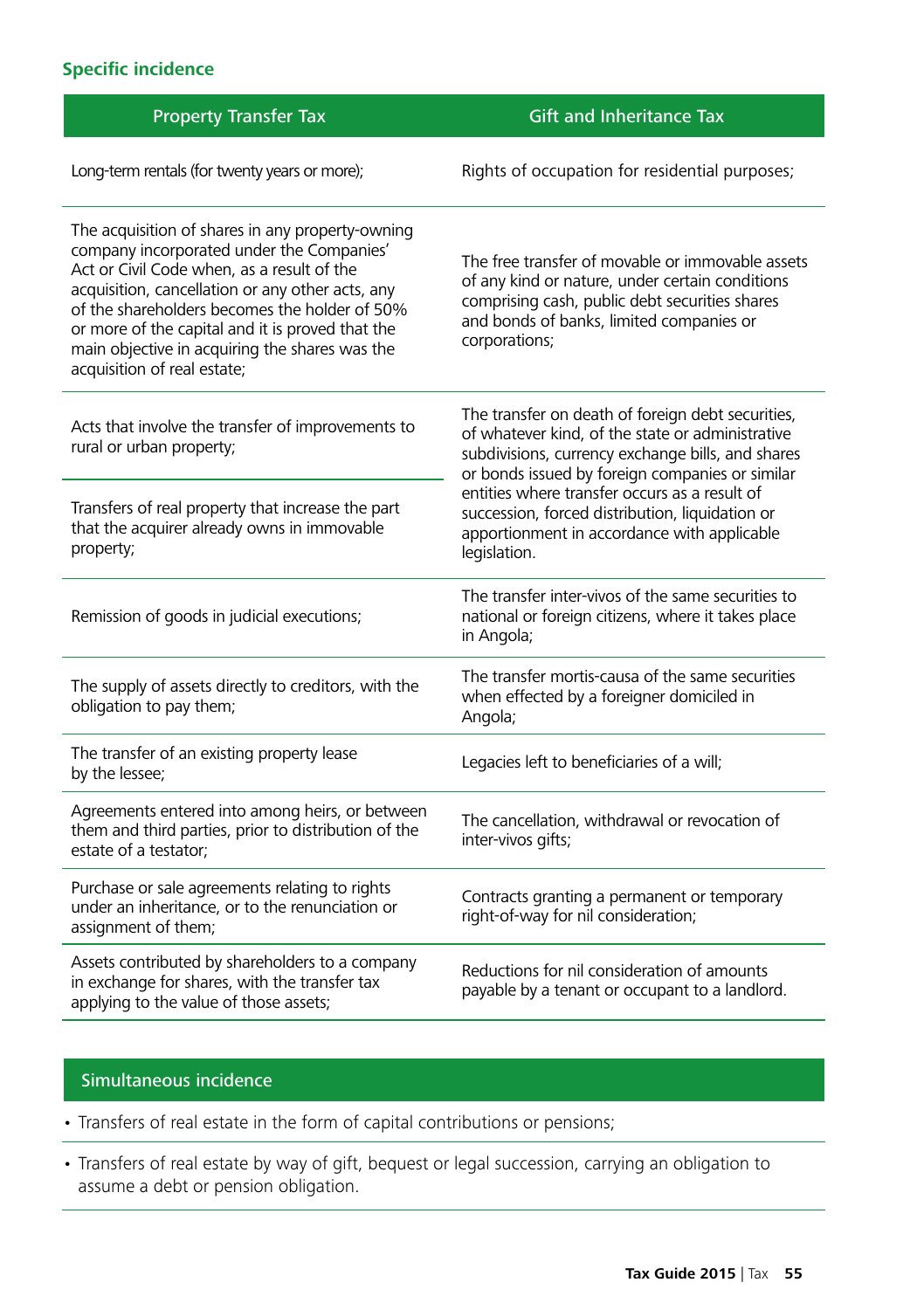### Specific incidence

| Property Transfer Tax | Gift and Inheritance Tax |
|---|---|
| Long-term rentals (for twenty years or more); | Rights of occupation for residential purposes; |
| The acquisition of shares in any property-owning company incorporated under the Companies' Act or Civil Code when, as a result of the acquisition, cancellation or any other acts, any of the shareholders becomes the holder of 50% or more of the capital and it is proved that the main objective in acquiring the shares was the acquisition of real estate; | The free transfer of movable or immovable assets of any kind or nature, under certain conditions comprising cash, public debt securities shares and bonds of banks, limited companies or corporations; |
| Acts that involve the transfer of improvements to rural or urban property; | The transfer on death of foreign debt securities, of whatever kind, of the state or administrative subdivisions, currency exchange bills, and shares or bonds issued by foreign companies or similar entities where transfer occurs as a result of succession, forced distribution, liquidation or apportionment in accordance with applicable legislation. |
| Transfers of real property that increase the part that the acquirer already owns in immovable property; | |
| Remission of goods in judicial executions; | The transfer inter-vivos of the same securities to national or foreign citizens, where it takes place in Angola; |
| The supply of assets directly to creditors, with the obligation to pay them; | The transfer mortis-causa of the same securities when effected by a foreigner domiciled in Angola; |
| The transfer of an existing property lease by the lessee; | Legacies left to beneficiaries of a will; |
| Agreements entered into among heirs, or between them and third parties, prior to distribution of the estate of a testator; | The cancellation, withdrawal or revocation of inter-vivos gifts; |
| Purchase or sale agreements relating to rights under an inheritance, or to the renunciation or assignment of them; | Contracts granting a permanent or temporary right-of-way for nil consideration; |
| Assets contributed by shareholders to a company in exchange for shares, with the transfer tax applying to the value of those assets; | Reductions for nil consideration of amounts payable by a tenant or occupant to a landlord. |

### Simultaneous incidence

- Transfers of real estate in the form of capital contributions or pensions;
- Transfers of real estate by way of gift, bequest or legal succession, carrying an obligation to assume a debt or pension obligation.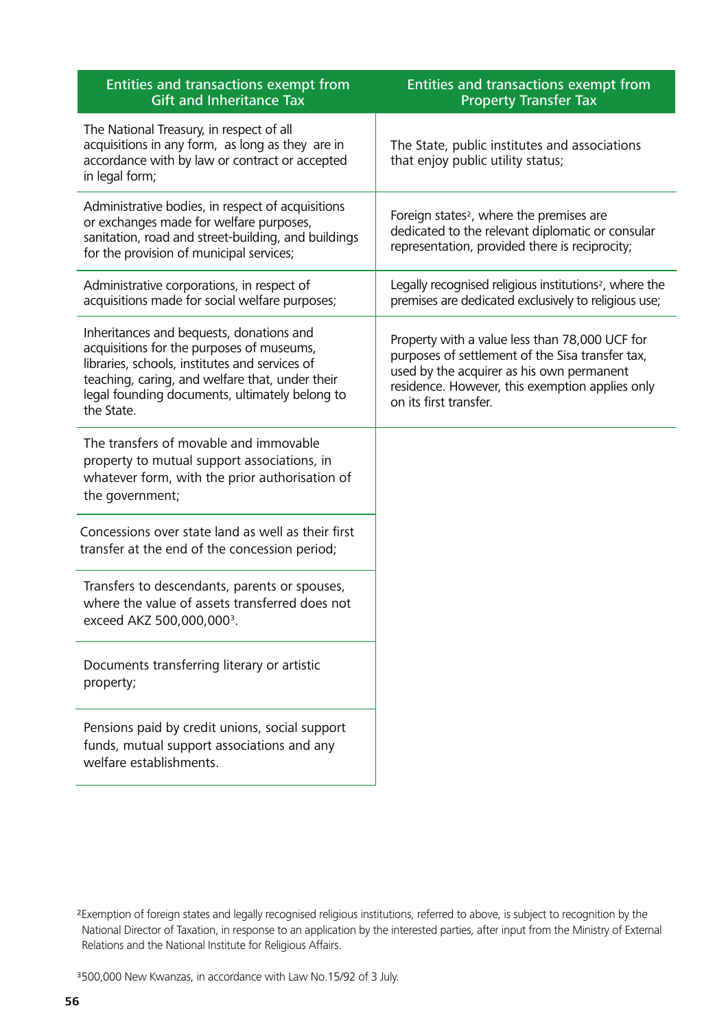| Entities and transactions exempt from Gift and Inheritance Tax | Entities and transactions exempt from Property Transfer Tax |
|---|---|
| The National Treasury, in respect of all acquisitions in any form, as long as they are in accordance with by law or contract or accepted in legal form; | The State, public institutes and associations that enjoy public utility status; |
| Administrative bodies, in respect of acquisitions or exchanges made for welfare purposes, sanitation, road and street-building, and buildings for the provision of municipal services; | Foreign states[2], where the premises are dedicated to the relevant diplomatic or consular representation, provided there is reciprocity; |
| Administrative corporations, in respect of acquisitions made for social welfare purposes; | Legally recognised religious institutions[2], where the premises are dedicated exclusively to religious use; |
| Inheritances and bequests, donations and acquisitions for the purposes of museums, libraries, schools, institutes and services of teaching, caring, and welfare that, under their legal founding documents, ultimately belong to the State. | Property with a value less than 78,000 UCF for purposes of settlement of the Sisa transfer tax, used by the acquirer as his own permanent residence. However, this exemption applies only on its first transfer. |
| The transfers of movable and immovable property to mutual support associations, in whatever form, with the prior authorisation of the government; | |
| Concessions over state land as well as their first transfer at the end of the concession period; | |
| Transfers to descendants, parents or spouses, where the value of assets transferred does not exceed AKZ 500,000,000[3]. | |
| Documents transferring literary or artistic property; | |
| Pensions paid by credit unions, social support funds, mutual support associations and any welfare establishments. | |

[2]Exemption of foreign states and legally recognised religious institutions, referred to above, is subject to recognition by the National Director of Taxation, in response to an application by the interested parties, after input from the Ministry of External Relations and the National Institute for Religious Affairs.

[3]500,000 New Kwanzas, in accordance with Law No.15/92 of 3 July.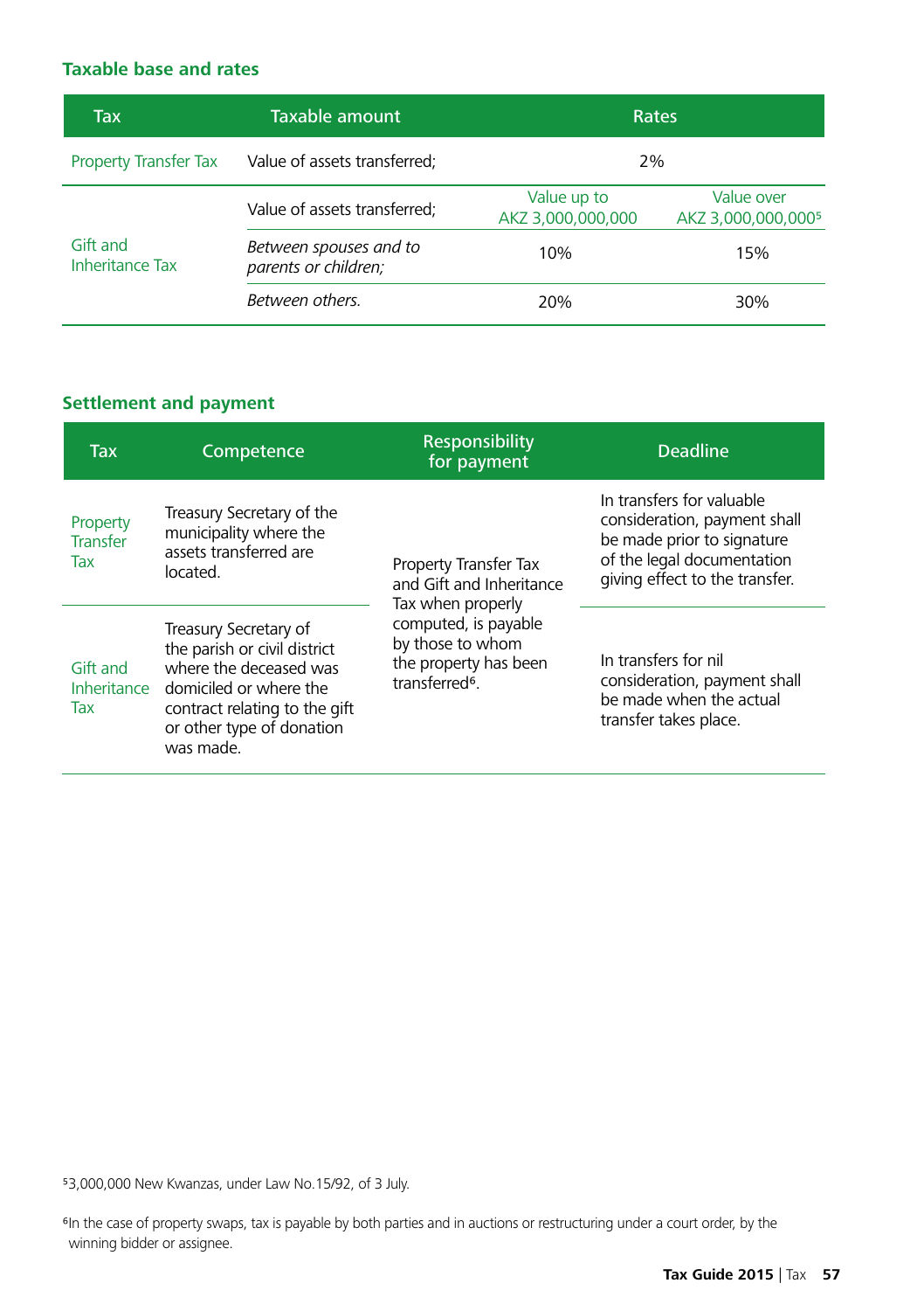## Taxable base and rates

| Tax | Taxable amount | Rates | |
|---|---|---|---|
| Property Transfer Tax | Value of assets transferred; | 2% | |
| Gift and Inheritance Tax | Value of assets transferred; | Value up to AKZ 3,000,000,000 | Value over AKZ 3,000,000,000[5] |
| | *Between spouses and to parents or children;* | 10% | 15% |
| | *Between others.* | 20% | 30% |

## Settlement and payment

| Tax | Competence | Responsibility for payment | Deadline |
|---|---|---|---|
| Property Transfer Tax | Treasury Secretary of the municipality where the assets transferred are located. | Property Transfer Tax and Gift and Inheritance Tax when properly computed, is payable by those to whom the property has been transferred[6]. | In transfers for valuable consideration, payment shall be made prior to signature of the legal documentation giving effect to the transfer. |
| Gift and Inheritance Tax | Treasury Secretary of the parish or civil district where the deceased was domiciled or where the contract relating to the gift or other type of donation was made. | | In transfers for nil consideration, payment shall be made when the actual transfer takes place. |

[5]3,000,000 New Kwanzas, under Law No.15/92, of 3 July.

[6]In the case of property swaps, tax is payable by both parties and in auctions or restructuring under a court order, by the winning bidder or assignee.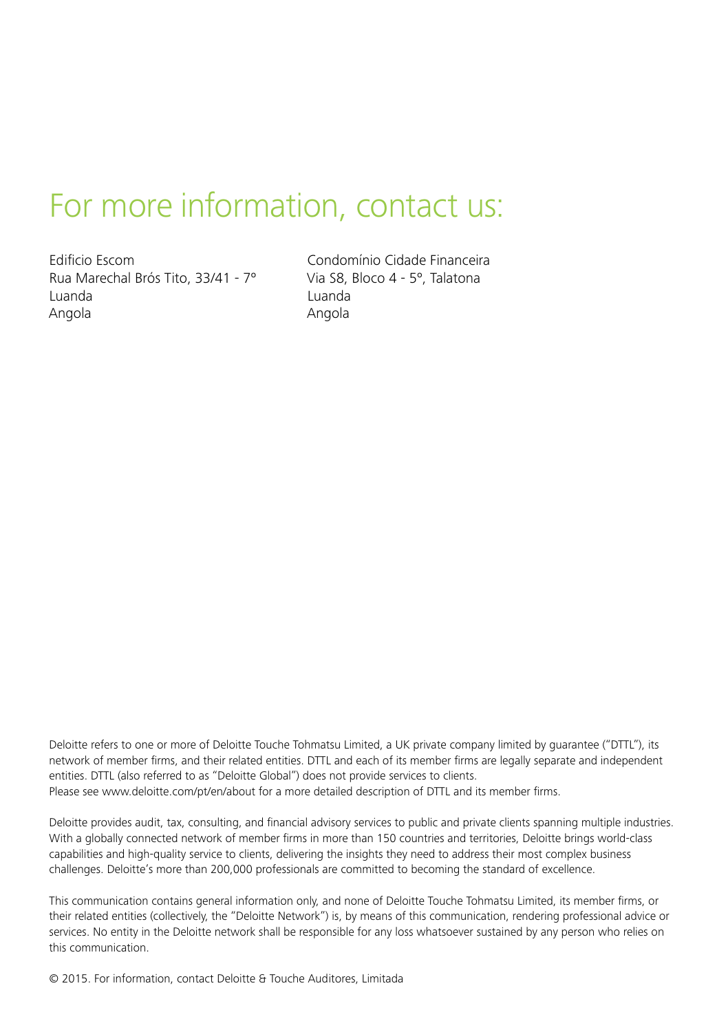# For more information, contact us:

Edificio Escom
Rua Marechal Brós Tito, 33/41 - 7º
Luanda
Angola

Condomínio Cidade Financeira
Via S8, Bloco 4 - 5º, Talatona
Luanda
Angola

Deloitte refers to one or more of Deloitte Touche Tohmatsu Limited, a UK private company limited by guarantee ("DTTL"), its network of member firms, and their related entities. DTTL and each of its member firms are legally separate and independent entities. DTTL (also referred to as "Deloitte Global") does not provide services to clients.
Please see www.deloitte.com/pt/en/about for a more detailed description of DTTL and its member firms.

Deloitte provides audit, tax, consulting, and financial advisory services to public and private clients spanning multiple industries. With a globally connected network of member firms in more than 150 countries and territories, Deloitte brings world-class capabilities and high-quality service to clients, delivering the insights they need to address their most complex business challenges. Deloitte's more than 200,000 professionals are committed to becoming the standard of excellence.

This communication contains general information only, and none of Deloitte Touche Tohmatsu Limited, its member firms, or their related entities (collectively, the "Deloitte Network") is, by means of this communication, rendering professional advice or services. No entity in the Deloitte network shall be responsible for any loss whatsoever sustained by any person who relies on this communication.

© 2015. For information, contact Deloitte & Touche Auditores, Limitada